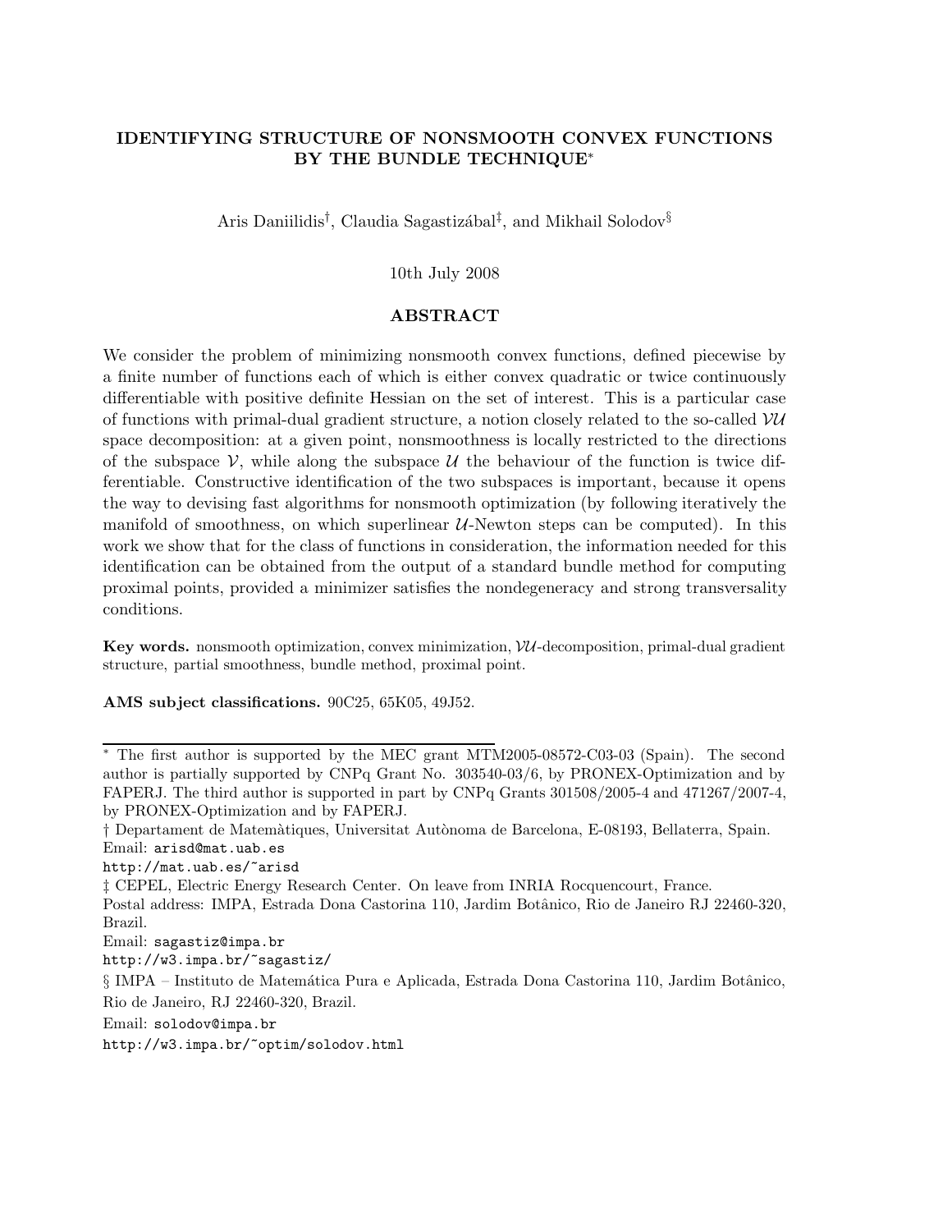# IDENTIFYING STRUCTURE OF NONSMOOTH CONVEX FUNCTIONS BY THE BUNDLE TECHNIQUE*

Aris Daniilidis†, Claudia Sagastizábal‡, and Mikhail Solodov§

10th July 2008

## ABSTRACT

We consider the problem of minimizing nonsmooth convex functions, defined piecewise by a finite number of functions each of which is either convex quadratic or twice continuously differentiable with positive definite Hessian on the set of interest. This is a particular case of functions with primal-dual gradient structure, a notion closely related to the so-called $\mathcal{VU}$ space decomposition: at a given point, nonsmoothness is locally restricted to the directions of the subspace $\mathcal{V}$, while along the subspace $\mathcal{U}$ the behaviour of the function is twice differentiable. Constructive identification of the two subspaces is important, because it opens the way to devising fast algorithms for nonsmooth optimization (by following iteratively the manifold of smoothness, on which superlinear $\mathcal{U}$-Newton steps can be computed). In this work we show that for the class of functions in consideration, the information needed for this identification can be obtained from the output of a standard bundle method for computing proximal points, provided a minimizer satisfies the nondegeneracy and strong transversality conditions.

**Key words.** nonsmooth optimization, convex minimization, $\mathcal{VU}$-decomposition, primal-dual gradient structure, partial smoothness, bundle method, proximal point.

**AMS subject classifications.** 90C25, 65K05, 49J52.

---

* The first author is supported by the MEC grant MTM2005-08572-C03-03 (Spain). The second author is partially supported by CNPq Grant No. 303540-03/6, by PRONEX-Optimization and by FAPERJ. The third author is supported in part by CNPq Grants 301508/2005-4 and 471267/2007-4, by PRONEX-Optimization and by FAPERJ.

† Departament de Matemàtiques, Universitat Autònoma de Barcelona, E-08193, Bellaterra, Spain. Email: arisd@mat.uab.es
http://mat.uab.es/~arisd

‡ CEPEL, Electric Energy Research Center. On leave from INRIA Rocquencourt, France.
Postal address: IMPA, Estrada Dona Castorina 110, Jardim Botânico, Rio de Janeiro RJ 22460-320, Brazil.
Email: sagastiz@impa.br
http://w3.impa.br/~sagastiz/

§ IMPA – Instituto de Matemática Pura e Aplicada, Estrada Dona Castorina 110, Jardim Botânico, Rio de Janeiro, RJ 22460-320, Brazil.
Email: solodov@impa.br
http://w3.impa.br/~optim/solodov.html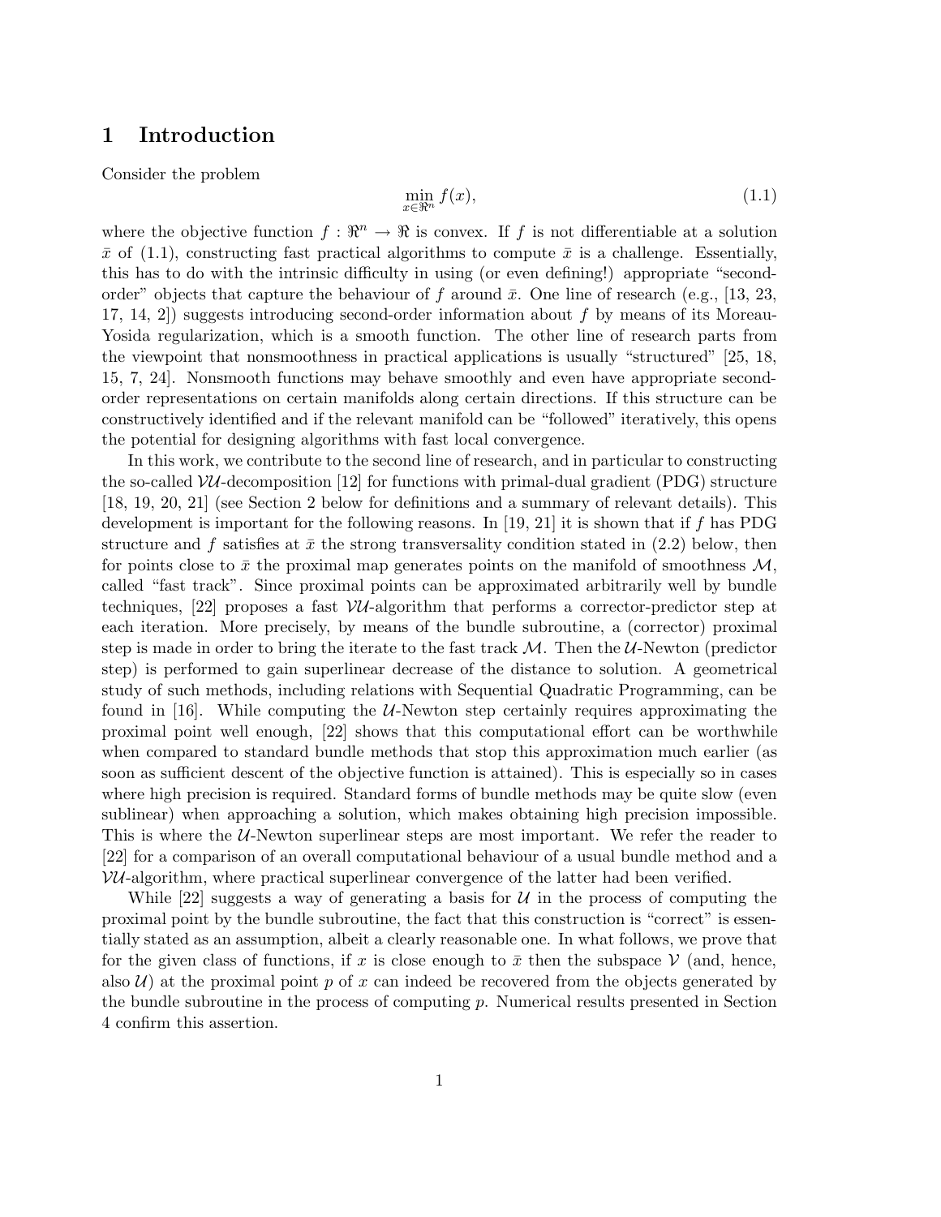# 1 Introduction

Consider the problem

$$\min_{x \in \Re^n} f(x), \tag{1.1}$$

where the objective function $f : \Re^n \to \Re$ is convex. If $f$ is not differentiable at a solution $\bar{x}$ of (1.1), constructing fast practical algorithms to compute $\bar{x}$ is a challenge. Essentially, this has to do with the intrinsic difficulty in using (or even defining!) appropriate "second-order" objects that capture the behaviour of $f$ around $\bar{x}$. One line of research (e.g., [13, 23, 17, 14, 2]) suggests introducing second-order information about $f$ by means of its Moreau-Yosida regularization, which is a smooth function. The other line of research parts from the viewpoint that nonsmoothness in practical applications is usually "structured" [25, 18, 15, 7, 24]. Nonsmooth functions may behave smoothly and even have appropriate second-order representations on certain manifolds along certain directions. If this structure can be constructively identified and if the relevant manifold can be "followed" iteratively, this opens the potential for designing algorithms with fast local convergence.

In this work, we contribute to the second line of research, and in particular to constructing the so-called $\mathcal{VU}$-decomposition [12] for functions with primal-dual gradient (PDG) structure [18, 19, 20, 21] (see Section 2 below for definitions and a summary of relevant details). This development is important for the following reasons. In [19, 21] it is shown that if $f$ has PDG structure and $f$ satisfies at $\bar{x}$ the strong transversality condition stated in (2.2) below, then for points close to $\bar{x}$ the proximal map generates points on the manifold of smoothness $\mathcal{M}$, called "fast track". Since proximal points can be approximated arbitrarily well by bundle techniques, [22] proposes a fast $\mathcal{VU}$-algorithm that performs a corrector-predictor step at each iteration. More precisely, by means of the bundle subroutine, a (corrector) proximal step is made in order to bring the iterate to the fast track $\mathcal{M}$. Then the $\mathcal{U}$-Newton (predictor step) is performed to gain superlinear decrease of the distance to solution. A geometrical study of such methods, including relations with Sequential Quadratic Programming, can be found in [16]. While computing the $\mathcal{U}$-Newton step certainly requires approximating the proximal point well enough, [22] shows that this computational effort can be worthwhile when compared to standard bundle methods that stop this approximation much earlier (as soon as sufficient descent of the objective function is attained). This is especially so in cases where high precision is required. Standard forms of bundle methods may be quite slow (even sublinear) when approaching a solution, which makes obtaining high precision impossible. This is where the $\mathcal{U}$-Newton superlinear steps are most important. We refer the reader to [22] for a comparison of an overall computational behaviour of a usual bundle method and a $\mathcal{VU}$-algorithm, where practical superlinear convergence of the latter had been verified.

While [22] suggests a way of generating a basis for $\mathcal{U}$ in the process of computing the proximal point by the bundle subroutine, the fact that this construction is "correct" is essentially stated as an assumption, albeit a clearly reasonable one. In what follows, we prove that for the given class of functions, if $x$ is close enough to $\bar{x}$ then the subspace $\mathcal{V}$ (and, hence, also $\mathcal{U}$) at the proximal point $p$ of $x$ can indeed be recovered from the objects generated by the bundle subroutine in the process of computing $p$. Numerical results presented in Section 4 confirm this assertion.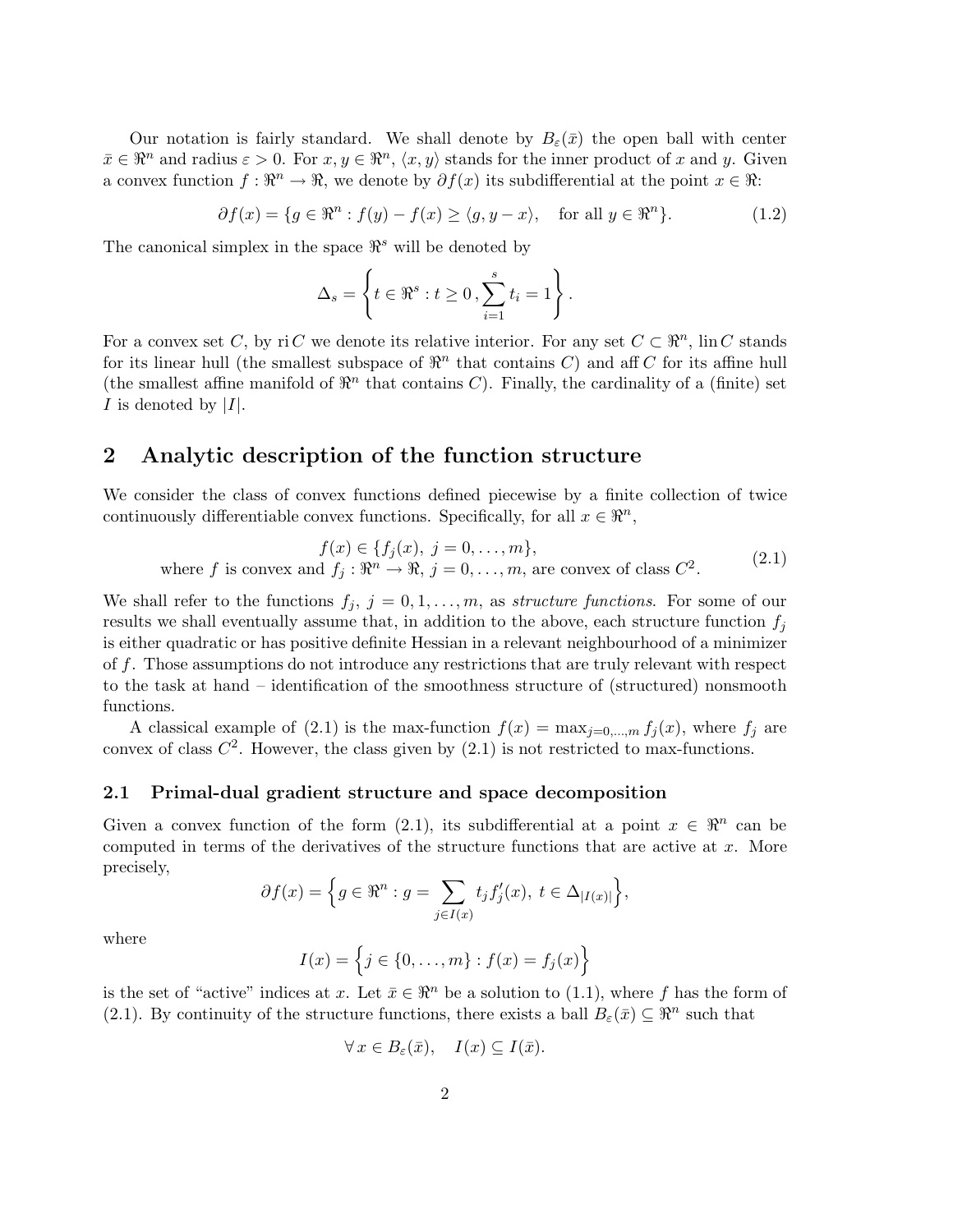Our notation is fairly standard. We shall denote by $B_\varepsilon(\bar{x})$ the open ball with center $\bar{x} \in \Re^n$ and radius $\varepsilon > 0$. For $x, y \in \Re^n$, $\langle x, y \rangle$ stands for the inner product of $x$ and $y$. Given a convex function $f : \Re^n \to \Re$, we denote by $\partial f(x)$ its subdifferential at the point $x \in \Re$:

$$\partial f(x) = \{g \in \Re^n : f(y) - f(x) \geq \langle g, y - x \rangle, \quad \text{for all } y \in \Re^n\}. \tag{1.2}$$

The canonical simplex in the space $\Re^s$ will be denoted by

$$\Delta_s = \left\{ t \in \Re^s : t \geq 0 \,, \sum_{i=1}^{s} t_i = 1 \right\}.$$

For a convex set $C$, by $\operatorname{ri} C$ we denote its relative interior. For any set $C \subset \Re^n$, $\operatorname{lin} C$ stands for its linear hull (the smallest subspace of $\Re^n$ that contains $C$) and $\operatorname{aff} C$ for its affine hull (the smallest affine manifold of $\Re^n$ that contains $C$). Finally, the cardinality of a (finite) set $I$ is denoted by $|I|$.

## 2 Analytic description of the function structure

We consider the class of convex functions defined piecewise by a finite collection of twice continuously differentiable convex functions. Specifically, for all $x \in \Re^n$,

$$\begin{array}{c} f(x) \in \{f_j(x),\ j = 0, \ldots, m\}, \\ \text{where } f \text{ is convex and } f_j : \Re^n \to \Re,\ j = 0, \ldots, m, \text{ are convex of class } C^2. \end{array} \tag{2.1}$$

We shall refer to the functions $f_j$, $j = 0, 1, \ldots, m$, as *structure functions*. For some of our results we shall eventually assume that, in addition to the above, each structure function $f_j$ is either quadratic or has positive definite Hessian in a relevant neighbourhood of a minimizer of $f$. Those assumptions do not introduce any restrictions that are truly relevant with respect to the task at hand – identification of the smoothness structure of (structured) nonsmooth functions.

A classical example of (2.1) is the max-function $f(x) = \max_{j=0,\ldots,m} f_j(x)$, where $f_j$ are convex of class $C^2$. However, the class given by (2.1) is not restricted to max-functions.

### 2.1 Primal-dual gradient structure and space decomposition

Given a convex function of the form (2.1), its subdifferential at a point $x \in \Re^n$ can be computed in terms of the derivatives of the structure functions that are active at $x$. More precisely,

$$\partial f(x) = \Big\{ g \in \Re^n : g = \sum_{j \in I(x)} t_j f_j'(x),\ t \in \Delta_{|I(x)|} \Big\},$$

where

$$I(x) = \Big\{ j \in \{0, \ldots, m\} : f(x) = f_j(x) \Big\}$$

is the set of "active" indices at $x$. Let $\bar{x} \in \Re^n$ be a solution to (1.1), where $f$ has the form of (2.1). By continuity of the structure functions, there exists a ball $B_\varepsilon(\bar{x}) \subseteq \Re^n$ such that

$$\forall\, x \in B_\varepsilon(\bar{x}), \quad I(x) \subseteq I(\bar{x}).$$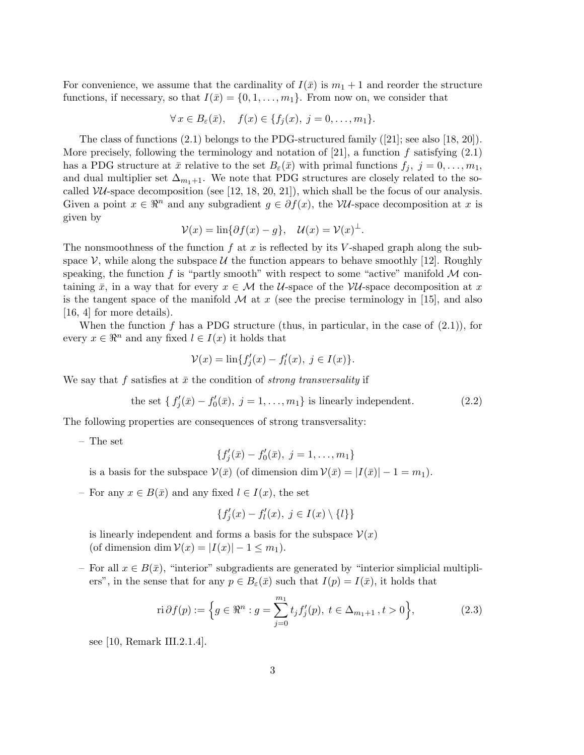For convenience, we assume that the cardinality of $I(\bar{x})$ is $m_1 + 1$ and reorder the structure functions, if necessary, so that $I(\bar{x}) = \{0, 1, \ldots, m_1\}$. From now on, we consider that

$$\forall\, x \in B_\varepsilon(\bar{x}), \quad f(x) \in \{f_j(x),\ j = 0, \ldots, m_1\}.$$

The class of functions (2.1) belongs to the PDG-structured family ([21]; see also [18, 20]). More precisely, following the terminology and notation of [21], a function $f$ satisfying (2.1) has a PDG structure at $\bar{x}$ relative to the set $B_\varepsilon(\bar{x})$ with primal functions $f_j$, $j = 0, \ldots, m_1$, and dual multiplier set $\Delta_{m_1+1}$. We note that PDG structures are closely related to the so-called $\mathcal{VU}$-space decomposition (see [12, 18, 20, 21]), which shall be the focus of our analysis. Given a point $x \in \Re^n$ and any subgradient $g \in \partial f(x)$, the $\mathcal{VU}$-space decomposition at $x$ is given by

$$\mathcal{V}(x) = \operatorname{lin}\{\partial f(x) - g\}, \quad \mathcal{U}(x) = \mathcal{V}(x)^\perp.$$

The nonsmoothness of the function $f$ at $x$ is reflected by its $V$-shaped graph along the subspace $\mathcal{V}$, while along the subspace $\mathcal{U}$ the function appears to behave smoothly [12]. Roughly speaking, the function $f$ is "partly smooth" with respect to some "active" manifold $\mathcal{M}$ containing $\bar{x}$, in a way that for every $x \in \mathcal{M}$ the $\mathcal{U}$-space of the $\mathcal{VU}$-space decomposition at $x$ is the tangent space of the manifold $\mathcal{M}$ at $x$ (see the precise terminology in [15], and also [16, 4] for more details).

When the function $f$ has a PDG structure (thus, in particular, in the case of (2.1)), for every $x \in \Re^n$ and any fixed $l \in I(x)$ it holds that

$$\mathcal{V}(x) = \operatorname{lin}\{f_j'(x) - f_l'(x),\ j \in I(x)\}.$$

We say that $f$ satisfies at $\bar{x}$ the condition of *strong transversality* if

$$\text{the set } \{\, f_j'(\bar{x}) - f_0'(\bar{x}),\ j = 1, \ldots, m_1\} \text{ is linearly independent.} \tag{2.2}$$

The following properties are consequences of strong transversality:

– The set

$$\{f_j'(\bar{x}) - f_0'(\bar{x}),\ j = 1, \ldots, m_1\}$$

is a basis for the subspace $\mathcal{V}(\bar{x})$ (of dimension $\dim \mathcal{V}(\bar{x}) = |I(\bar{x})| - 1 = m_1$).

– For any $x \in B(\bar{x})$ and any fixed $l \in I(x)$, the set

$$\{f_j'(x) - f_l'(x),\ j \in I(x) \setminus \{l\}\}$$

is linearly independent and forms a basis for the subspace $\mathcal{V}(x)$ (of dimension $\dim \mathcal{V}(x) = |I(x)| - 1 \leq m_1$).

– For all $x \in B(\bar{x})$, "interior" subgradients are generated by "interior simplicial multipliers", in the sense that for any $p \in B_\varepsilon(\bar{x})$ such that $I(p) = I(\bar{x})$, it holds that

$$\operatorname{ri} \partial f(p) := \Big\{ g \in \Re^n : g = \sum_{j=0}^{m_1} t_j f_j'(p),\ t \in \Delta_{m_1+1}\,, t > 0 \Big\}, \tag{2.3}$$

see [10, Remark III.2.1.4].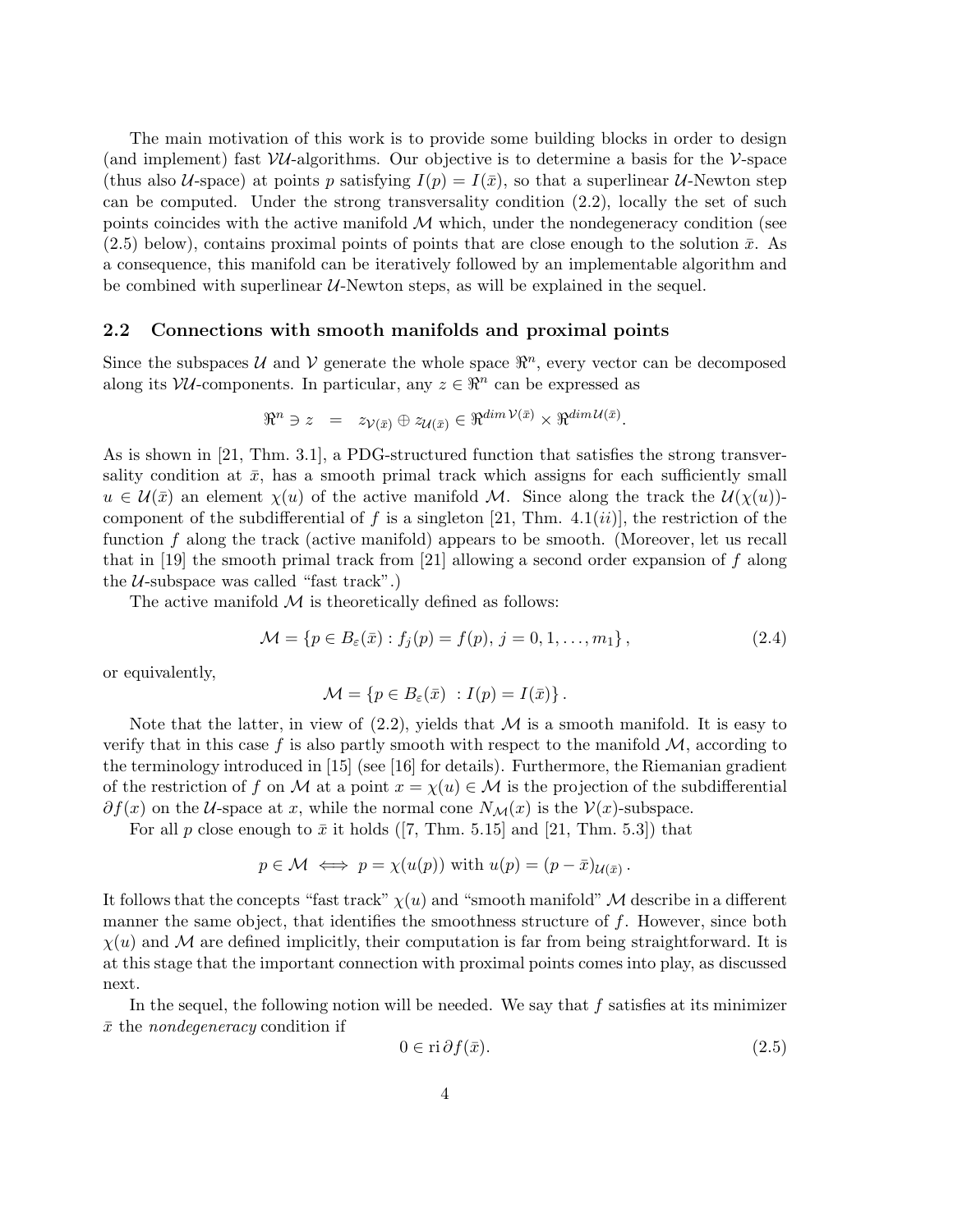The main motivation of this work is to provide some building blocks in order to design (and implement) fast $\mathcal{VU}$-algorithms. Our objective is to determine a basis for the $\mathcal{V}$-space (thus also $\mathcal{U}$-space) at points $p$ satisfying $I(p) = I(\bar{x})$, so that a superlinear $\mathcal{U}$-Newton step can be computed. Under the strong transversality condition (2.2), locally the set of such points coincides with the active manifold $\mathcal{M}$ which, under the nondegeneracy condition (see (2.5) below), contains proximal points of points that are close enough to the solution $\bar{x}$. As a consequence, this manifold can be iteratively followed by an implementable algorithm and be combined with superlinear $\mathcal{U}$-Newton steps, as will be explained in the sequel.

## 2.2 Connections with smooth manifolds and proximal points

Since the subspaces $\mathcal{U}$ and $\mathcal{V}$ generate the whole space $\Re^n$, every vector can be decomposed along its $\mathcal{VU}$-components. In particular, any $z \in \Re^n$ can be expressed as

$$\Re^n \ni z \quad = \quad z_{\mathcal{V}(\bar{x})} \oplus z_{\mathcal{U}(\bar{x})} \in \Re^{dim\,\mathcal{V}(\bar{x})} \times \Re^{dim\,\mathcal{U}(\bar{x})}.$$

As is shown in [21, Thm. 3.1], a PDG-structured function that satisfies the strong transversality condition at $\bar{x}$, has a smooth primal track which assigns for each sufficiently small $u \in \mathcal{U}(\bar{x})$ an element $\chi(u)$ of the active manifold $\mathcal{M}$. Since along the track the $\mathcal{U}(\chi(u))$-component of the subdifferential of $f$ is a singleton [21, Thm. 4.1$(ii)$], the restriction of the function $f$ along the track (active manifold) appears to be smooth. (Moreover, let us recall that in [19] the smooth primal track from [21] allowing a second order expansion of $f$ along the $\mathcal{U}$-subspace was called "fast track".)

The active manifold $\mathcal{M}$ is theoretically defined as follows:

$$\mathcal{M} = \{p \in B_\varepsilon(\bar{x}) : f_j(p) = f(p),\ j = 0, 1, \ldots, m_1\}, \tag{2.4}$$

or equivalently,

$$\mathcal{M} = \{p \in B_\varepsilon(\bar{x})\ : I(p) = I(\bar{x})\}.$$

Note that the latter, in view of (2.2), yields that $\mathcal{M}$ is a smooth manifold. It is easy to verify that in this case $f$ is also partly smooth with respect to the manifold $\mathcal{M}$, according to the terminology introduced in [15] (see [16] for details). Furthermore, the Riemanian gradient of the restriction of $f$ on $\mathcal{M}$ at a point $x = \chi(u) \in \mathcal{M}$ is the projection of the subdifferential $\partial f(x)$ on the $\mathcal{U}$-space at $x$, while the normal cone $N_{\mathcal{M}}(x)$ is the $\mathcal{V}(x)$-subspace.

For all $p$ close enough to $\bar{x}$ it holds ([7, Thm. 5.15] and [21, Thm. 5.3]) that

$$p \in \mathcal{M} \iff p = \chi(u(p)) \text{ with } u(p) = (p - \bar{x})_{\mathcal{U}(\bar{x})}.$$

It follows that the concepts "fast track" $\chi(u)$ and "smooth manifold" $\mathcal{M}$ describe in a different manner the same object, that identifies the smoothness structure of $f$. However, since both $\chi(u)$ and $\mathcal{M}$ are defined implicitly, their computation is far from being straightforward. It is at this stage that the important connection with proximal points comes into play, as discussed next.

In the sequel, the following notion will be needed. We say that $f$ satisfies at its minimizer $\bar{x}$ the *nondegeneracy* condition if

$$0 \in \operatorname{ri} \partial f(\bar{x}). \tag{2.5}$$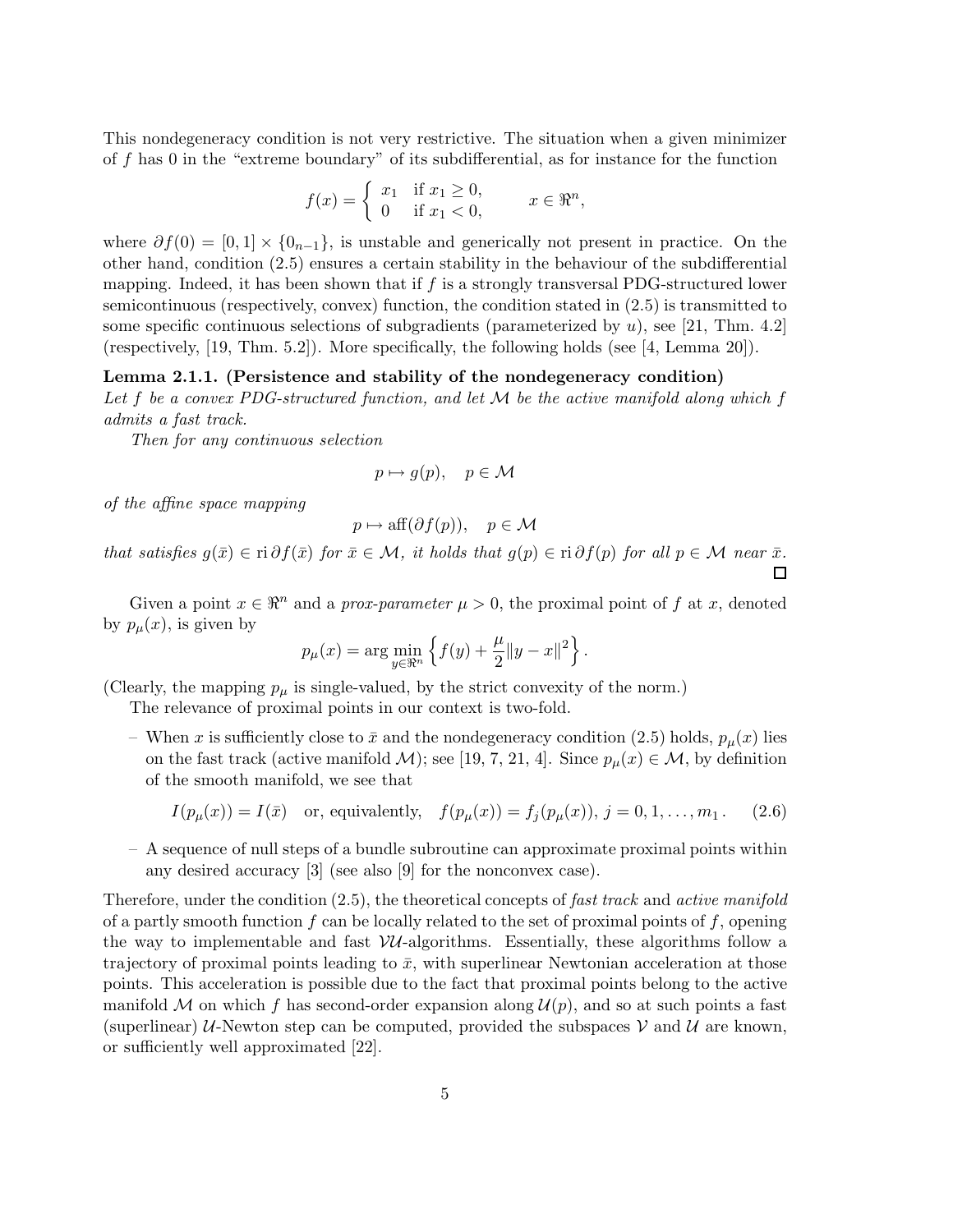This nondegeneracy condition is not very restrictive. The situation when a given minimizer of $f$ has 0 in the "extreme boundary" of its subdifferential, as for instance for the function

$$f(x) = \begin{cases} x_1 & \text{if } x_1 \geq 0, \\ 0 & \text{if } x_1 < 0, \end{cases} \qquad x \in \Re^n,$$

where $\partial f(0) = [0,1] \times \{0_{n-1}\}$, is unstable and generically not present in practice. On the other hand, condition (2.5) ensures a certain stability in the behaviour of the subdifferential mapping. Indeed, it has been shown that if $f$ is a strongly transversal PDG-structured lower semicontinuous (respectively, convex) function, the condition stated in (2.5) is transmitted to some specific continuous selections of subgradients (parameterized by $u$), see [21, Thm. 4.2] (respectively, [19, Thm. 5.2]). More specifically, the following holds (see [4, Lemma 20]).

**Lemma 2.1.1. (Persistence and stability of the nondegeneracy condition)**
*Let $f$ be a convex PDG-structured function, and let $\mathcal{M}$ be the active manifold along which $f$ admits a fast track.*

*Then for any continuous selection*

$$p \mapsto g(p), \quad p \in \mathcal{M}$$

*of the affine space mapping*

$$p \mapsto \operatorname{aff}(\partial f(p)), \quad p \in \mathcal{M}$$

*that satisfies $g(\bar{x}) \in \operatorname{ri} \partial f(\bar{x})$ for $\bar{x} \in \mathcal{M}$, it holds that $g(p) \in \operatorname{ri} \partial f(p)$ for all $p \in \mathcal{M}$ near $\bar{x}$.* ☐

Given a point $x \in \Re^n$ and a *prox-parameter* $\mu > 0$, the proximal point of $f$ at $x$, denoted by $p_\mu(x)$, is given by

$$p_\mu(x) = \arg \min_{y \in \Re^n} \left\{ f(y) + \frac{\mu}{2} \|y - x\|^2 \right\}.$$

(Clearly, the mapping $p_\mu$ is single-valued, by the strict convexity of the norm.)

The relevance of proximal points in our context is two-fold.

- When $x$ is sufficiently close to $\bar{x}$ and the nondegeneracy condition (2.5) holds, $p_\mu(x)$ lies on the fast track (active manifold $\mathcal{M}$); see [19, 7, 21, 4]. Since $p_\mu(x) \in \mathcal{M}$, by definition of the smooth manifold, we see that

$$I(p_\mu(x)) = I(\bar{x}) \quad \text{or, equivalently,} \quad f(p_\mu(x)) = f_j(p_\mu(x)),\ j = 0, 1, \ldots, m_1. \qquad (2.6)$$

- A sequence of null steps of a bundle subroutine can approximate proximal points within any desired accuracy [3] (see also [9] for the nonconvex case).

Therefore, under the condition (2.5), the theoretical concepts of *fast track* and *active manifold* of a partly smooth function $f$ can be locally related to the set of proximal points of $f$, opening the way to implementable and fast $\mathcal{VU}$-algorithms. Essentially, these algorithms follow a trajectory of proximal points leading to $\bar{x}$, with superlinear Newtonian acceleration at those points. This acceleration is possible due to the fact that proximal points belong to the active manifold $\mathcal{M}$ on which $f$ has second-order expansion along $\mathcal{U}(p)$, and so at such points a fast (superlinear) $\mathcal{U}$-Newton step can be computed, provided the subspaces $\mathcal{V}$ and $\mathcal{U}$ are known, or sufficiently well approximated [22].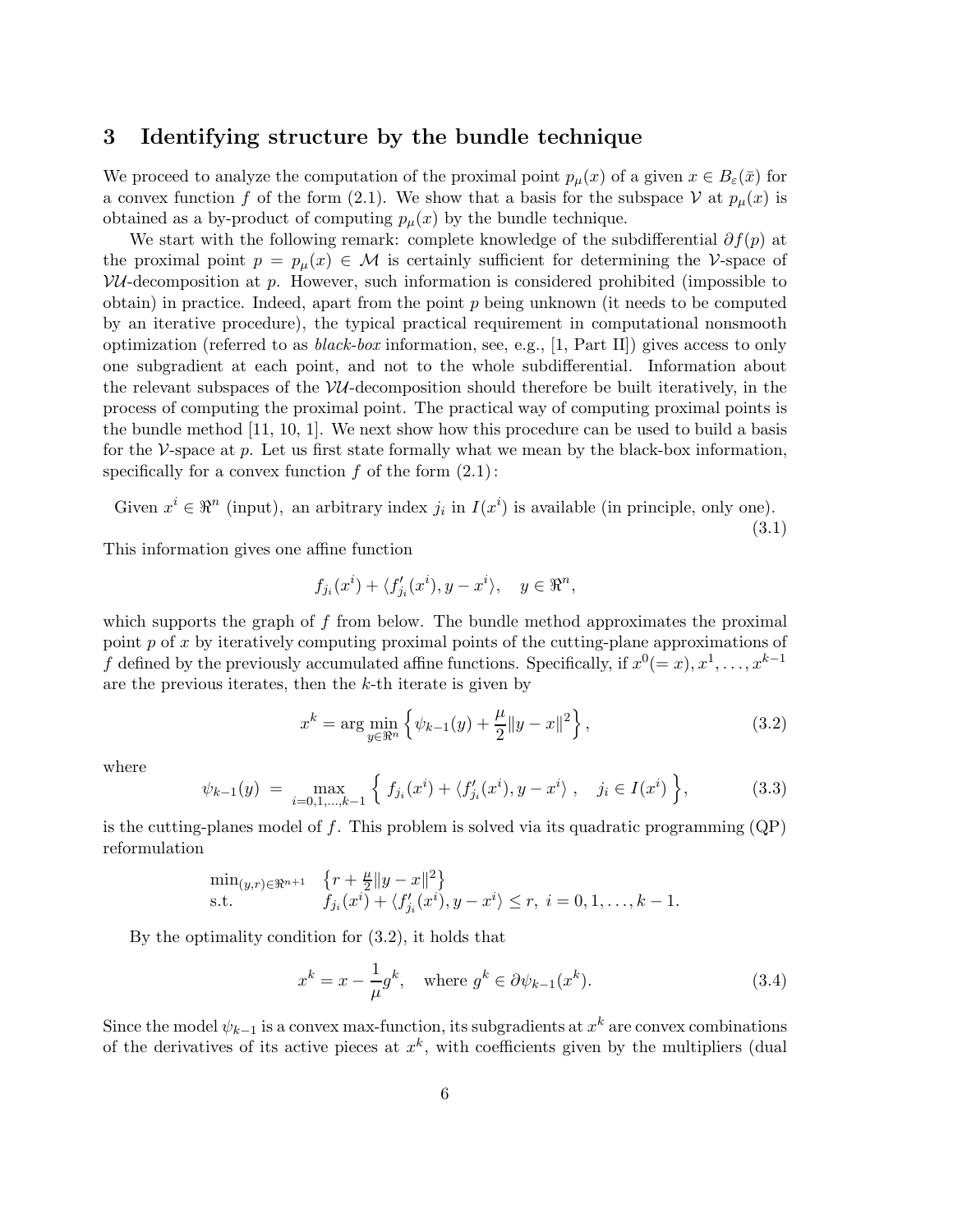## 3 Identifying structure by the bundle technique

We proceed to analyze the computation of the proximal point $p_\mu(x)$ of a given $x \in B_\varepsilon(\bar{x})$ for a convex function $f$ of the form (2.1). We show that a basis for the subspace $\mathcal{V}$ at $p_\mu(x)$ is obtained as a by-product of computing $p_\mu(x)$ by the bundle technique.

We start with the following remark: complete knowledge of the subdifferential $\partial f(p)$ at the proximal point $p = p_\mu(x) \in \mathcal{M}$ is certainly sufficient for determining the $\mathcal{V}$-space of $\mathcal{VU}$-decomposition at $p$. However, such information is considered prohibited (impossible to obtain) in practice. Indeed, apart from the point $p$ being unknown (it needs to be computed by an iterative procedure), the typical practical requirement in computational nonsmooth optimization (referred to as *black-box* information, see, e.g., [1, Part II]) gives access to only one subgradient at each point, and not to the whole subdifferential. Information about the relevant subspaces of the $\mathcal{VU}$-decomposition should therefore be built iteratively, in the process of computing the proximal point. The practical way of computing proximal points is the bundle method [11, 10, 1]. We next show how this procedure can be used to build a basis for the $\mathcal{V}$-space at $p$. Let us first state formally what we mean by the black-box information, specifically for a convex function $f$ of the form (2.1):

$$\text{Given } x^i \in \Re^n \text{ (input), an arbitrary index } j_i \text{ in } I(x^i) \text{ is available (in principle, only one).} \tag{3.1}$$

This information gives one affine function

$$f_{j_i}(x^i) + \langle f'_{j_i}(x^i), y - x^i \rangle, \quad y \in \Re^n,$$

which supports the graph of $f$ from below. The bundle method approximates the proximal point $p$ of $x$ by iteratively computing proximal points of the cutting-plane approximations of $f$ defined by the previously accumulated affine functions. Specifically, if $x^0 (= x), x^1, \ldots, x^{k-1}$ are the previous iterates, then the $k$-th iterate is given by

$$x^k = \arg\min_{y \in \Re^n} \left\{ \psi_{k-1}(y) + \frac{\mu}{2}\|y - x\|^2 \right\}, \tag{3.2}$$

where

$$\psi_{k-1}(y) \;=\; \max_{i=0,1,\ldots,k-1} \left\{ \; f_{j_i}(x^i) + \langle f'_{j_i}(x^i), y - x^i \rangle \; , \quad j_i \in I(x^i) \; \right\}, \tag{3.3}$$

is the cutting-planes model of $f$. This problem is solved via its quadratic programming (QP) reformulation

$$\begin{array}{ll} \min_{(y,r) \in \Re^{n+1}} & \left\{ r + \frac{\mu}{2}\|y - x\|^2 \right\} \\ \text{s.t.} & f_{j_i}(x^i) + \langle f'_{j_i}(x^i), y - x^i \rangle \le r, \; i = 0, 1, \ldots, k-1. \end{array}$$

By the optimality condition for (3.2), it holds that

$$x^k = x - \frac{1}{\mu} g^k, \quad \text{where } g^k \in \partial \psi_{k-1}(x^k). \tag{3.4}$$

Since the model $\psi_{k-1}$ is a convex max-function, its subgradients at $x^k$ are convex combinations of the derivatives of its active pieces at $x^k$, with coefficients given by the multipliers (dual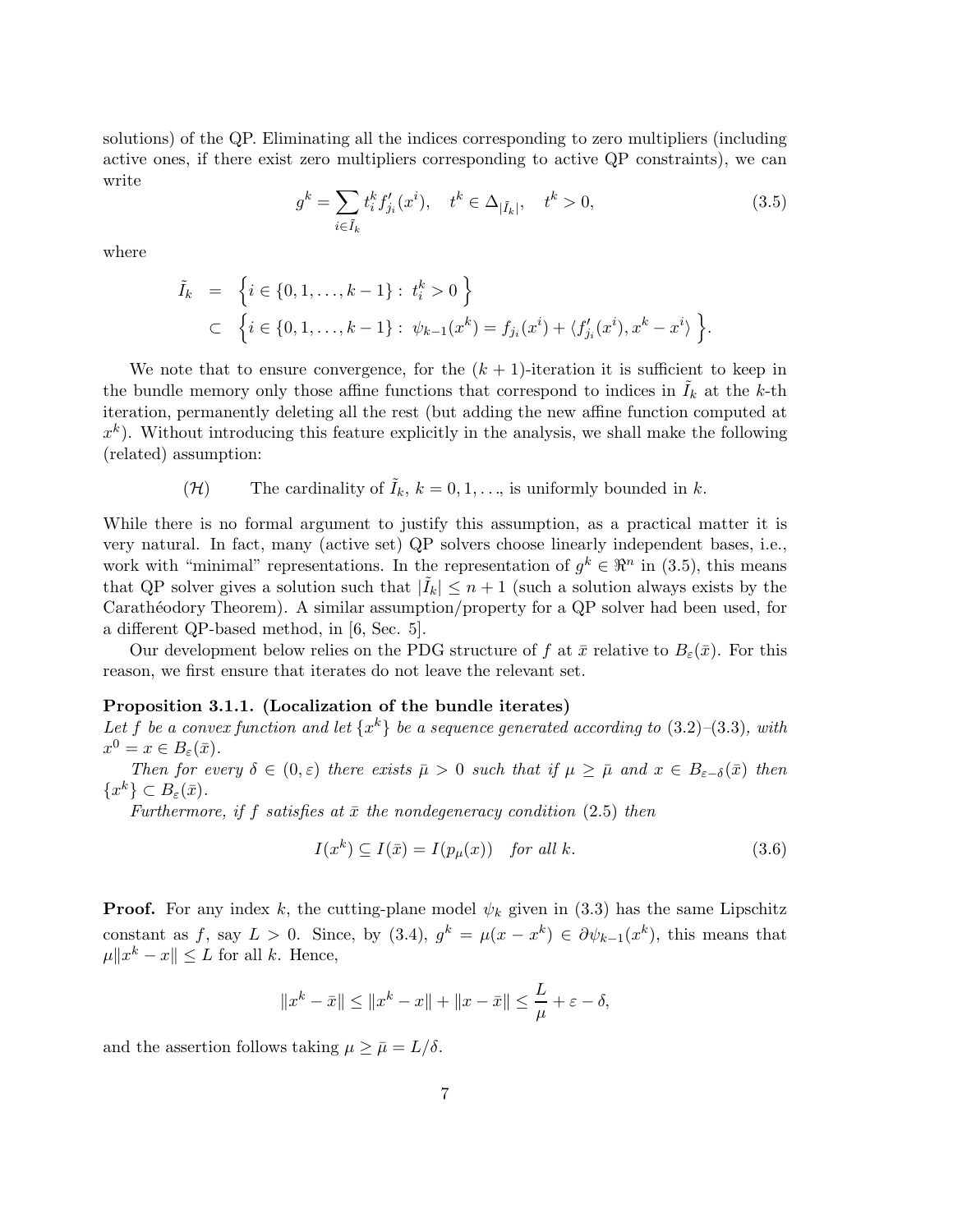solutions) of the QP. Eliminating all the indices corresponding to zero multipliers (including active ones, if there exist zero multipliers corresponding to active QP constraints), we can write

$$g^k = \sum_{i \in \tilde{I}_k} t_i^k f'_{j_i}(x^i), \quad t^k \in \Delta_{|\tilde{I}_k|}, \quad t^k > 0, \tag{3.5}$$

where

$$\begin{aligned} \tilde{I}_k &= \Big\{ i \in \{0, 1, \ldots, k-1\} : \; t_i^k > 0 \Big\} \\ &\subset \Big\{ i \in \{0, 1, \ldots, k-1\} : \; \psi_{k-1}(x^k) = f_{j_i}(x^i) + \langle f'_{j_i}(x^i), x^k - x^i \rangle \Big\}. \end{aligned}$$

We note that to ensure convergence, for the $(k+1)$-iteration it is sufficient to keep in the bundle memory only those affine functions that correspond to indices in $\tilde{I}_k$ at the $k$-th iteration, permanently deleting all the rest (but adding the new affine function computed at $x^k$). Without introducing this feature explicitly in the analysis, we shall make the following (related) assumption:

$(\mathcal{H})$ The cardinality of $\tilde{I}_k$, $k = 0, 1, \ldots$, is uniformly bounded in $k$.

While there is no formal argument to justify this assumption, as a practical matter it is very natural. In fact, many (active set) QP solvers choose linearly independent bases, i.e., work with "minimal" representations. In the representation of $g^k \in \Re^n$ in (3.5), this means that QP solver gives a solution such that $|\tilde{I}_k| \leq n+1$ (such a solution always exists by the Carathéodory Theorem). A similar assumption/property for a QP solver had been used, for a different QP-based method, in [6, Sec. 5].

Our development below relies on the PDG structure of $f$ at $\bar{x}$ relative to $B_\varepsilon(\bar{x})$. For this reason, we first ensure that iterates do not leave the relevant set.

**Proposition 3.1.1. (Localization of the bundle iterates)**
*Let $f$ be a convex function and let $\{x^k\}$ be a sequence generated according to* (3.2)–(3.3)*, with $x^0 = x \in B_\varepsilon(\bar{x})$.*

*Then for every $\delta \in (0, \varepsilon)$ there exists $\bar{\mu} > 0$ such that if $\mu \geq \bar{\mu}$ and $x \in B_{\varepsilon-\delta}(\bar{x})$ then $\{x^k\} \subset B_\varepsilon(\bar{x})$.*

*Furthermore, if $f$ satisfies at $\bar{x}$ the nondegeneracy condition* (2.5) *then*

$$I(x^k) \subseteq I(\bar{x}) = I(p_\mu(x)) \quad \textit{for all } k. \tag{3.6}$$

**Proof.** For any index $k$, the cutting-plane model $\psi_k$ given in (3.3) has the same Lipschitz constant as $f$, say $L > 0$. Since, by (3.4), $g^k = \mu(x - x^k) \in \partial\psi_{k-1}(x^k)$, this means that $\mu\|x^k - x\| \leq L$ for all $k$. Hence,

$$\|x^k - \bar{x}\| \leq \|x^k - x\| + \|x - \bar{x}\| \leq \frac{L}{\mu} + \varepsilon - \delta,$$

and the assertion follows taking $\mu \geq \bar{\mu} = L/\delta$.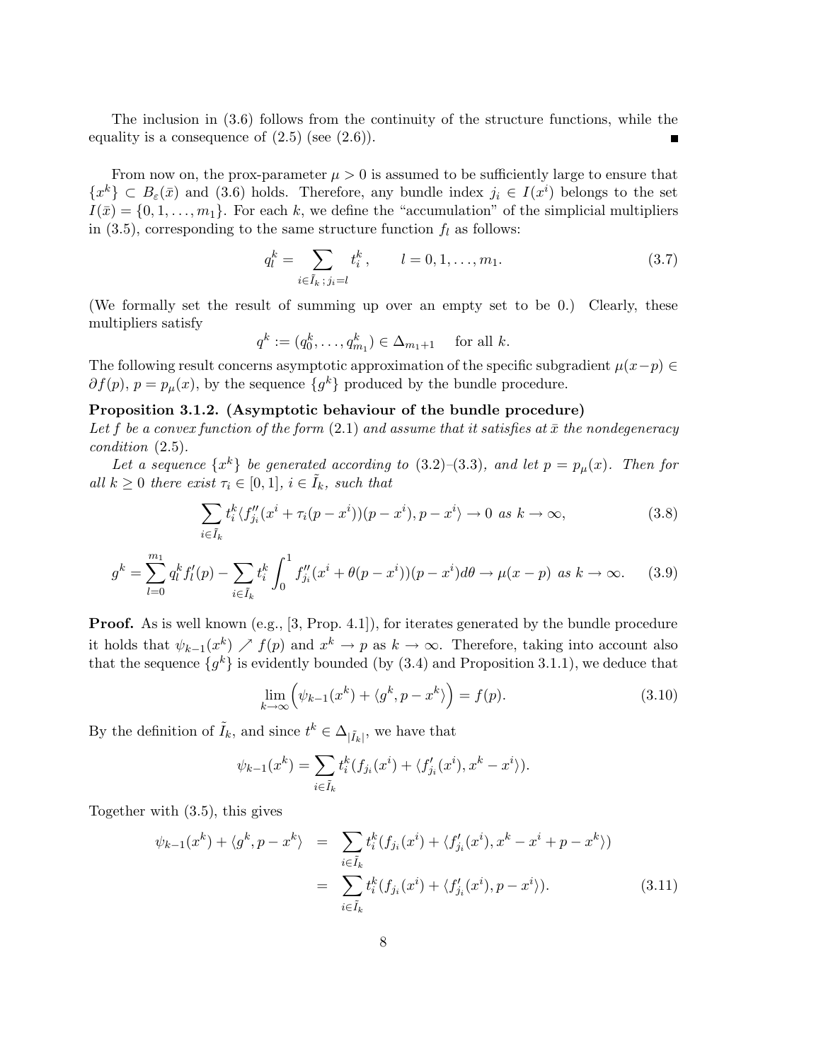The inclusion in (3.6) follows from the continuity of the structure functions, while the equality is a consequence of (2.5) (see (2.6)). ■

From now on, the prox-parameter $\mu > 0$ is assumed to be sufficiently large to ensure that $\{x^k\} \subset B_\varepsilon(\bar{x})$ and (3.6) holds. Therefore, any bundle index $j_i \in I(x^i)$ belongs to the set $I(\bar{x}) = \{0, 1, \ldots, m_1\}$. For each $k$, we define the "accumulation" of the simplicial multipliers in (3.5), corresponding to the same structure function $f_l$ as follows:

$$q_l^k = \sum_{i \in \tilde{I}_k\, ;\, j_i = l} t_i^k, \qquad l = 0, 1, \ldots, m_1. \tag{3.7}$$

(We formally set the result of summing up over an empty set to be 0.) Clearly, these multipliers satisfy

$$q^k := (q_0^k, \ldots, q_{m_1}^k) \in \Delta_{m_1+1} \quad \text{ for all } k.$$

The following result concerns asymptotic approximation of the specific subgradient $\mu(x-p) \in \partial f(p)$, $p = p_\mu(x)$, by the sequence $\{g^k\}$ produced by the bundle procedure.

**Proposition 3.1.2. (Asymptotic behaviour of the bundle procedure)**
*Let $f$ be a convex function of the form (2.1) and assume that it satisfies at $\bar{x}$ the nondegeneracy condition (2.5).*

*Let a sequence $\{x^k\}$ be generated according to (3.2)–(3.3), and let $p = p_\mu(x)$. Then for all $k \geq 0$ there exist $\tau_i \in [0, 1]$, $i \in \tilde{I}_k$, such that*

$$\sum_{i \in \tilde{I}_k} t_i^k \langle f''_{j_i}(x^i + \tau_i(p - x^i))(p - x^i), p - x^i \rangle \to 0 \text{ as } k \to \infty, \tag{3.8}$$

$$g^k = \sum_{l=0}^{m_1} q_l^k f'_l(p) - \sum_{i \in \tilde{I}_k} t_i^k \int_0^1 f''_{j_i}(x^i + \theta(p - x^i))(p - x^i) d\theta \to \mu(x - p) \text{ as } k \to \infty. \tag{3.9}$$

**Proof.** As is well known (e.g., [3, Prop. 4.1]), for iterates generated by the bundle procedure it holds that $\psi_{k-1}(x^k) \nearrow f(p)$ and $x^k \to p$ as $k \to \infty$. Therefore, taking into account also that the sequence $\{g^k\}$ is evidently bounded (by (3.4) and Proposition 3.1.1), we deduce that

$$\lim_{k\to\infty} \left( \psi_{k-1}(x^k) + \langle g^k, p - x^k \rangle \right) = f(p). \tag{3.10}$$

By the definition of $\tilde{I}_k$, and since $t^k \in \Delta_{|\tilde{I}_k|}$, we have that

$$\psi_{k-1}(x^k) = \sum_{i \in \tilde{I}_k} t_i^k (f_{j_i}(x^i) + \langle f'_{j_i}(x^i), x^k - x^i \rangle).$$

Together with (3.5), this gives

$$\begin{aligned}
\psi_{k-1}(x^k) + \langle g^k, p - x^k \rangle &= \sum_{i \in \tilde{I}_k} t_i^k (f_{j_i}(x^i) + \langle f'_{j_i}(x^i), x^k - x^i + p - x^k \rangle) \\
&= \sum_{i \in \tilde{I}_k} t_i^k (f_{j_i}(x^i) + \langle f'_{j_i}(x^i), p - x^i \rangle).
\end{aligned} \tag{3.11}$$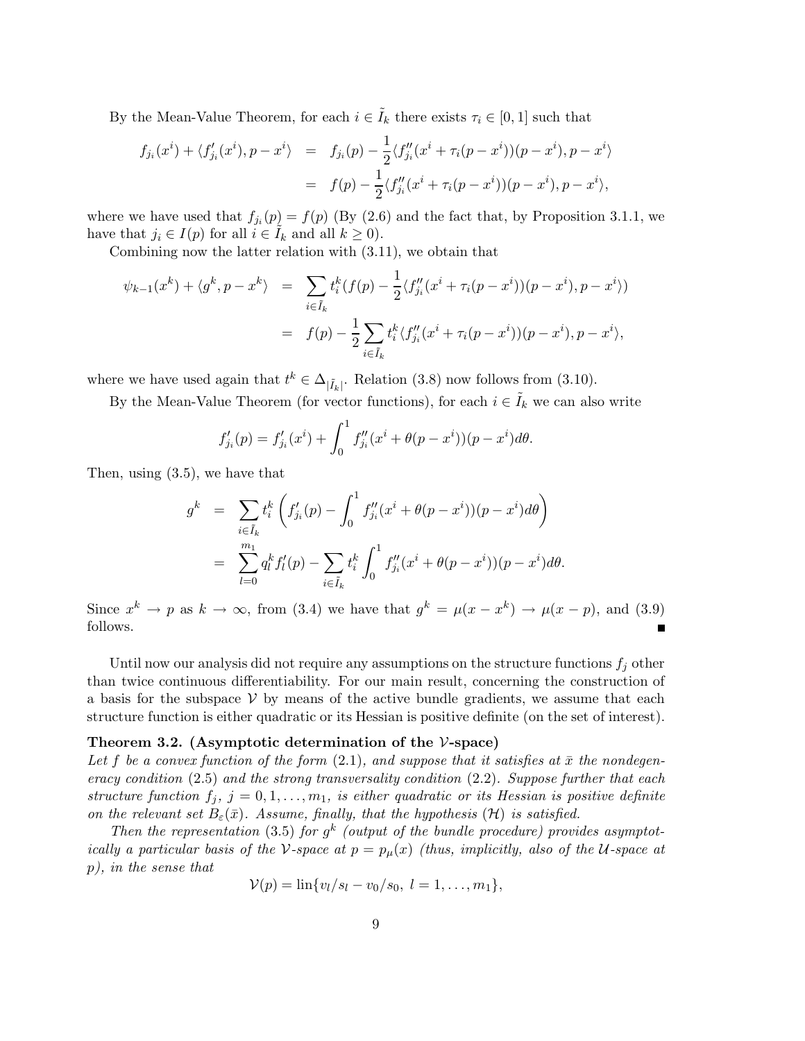By the Mean-Value Theorem, for each $i \in \tilde{I}_k$ there exists $\tau_i \in [0,1]$ such that

$$
\begin{aligned}
f_{j_i}(x^i) + \langle f'_{j_i}(x^i), p - x^i \rangle &= f_{j_i}(p) - \frac{1}{2}\langle f''_{j_i}(x^i + \tau_i(p - x^i))(p - x^i), p - x^i \rangle \\
&= f(p) - \frac{1}{2}\langle f''_{j_i}(x^i + \tau_i(p - x^i))(p - x^i), p - x^i \rangle,
\end{aligned}
$$

where we have used that $f_{j_i}(p) = f(p)$ (By (2.6) and the fact that, by Proposition 3.1.1, we have that $j_i \in I(p)$ for all $i \in \tilde{I}_k$ and all $k \geq 0$).

Combining now the latter relation with (3.11), we obtain that

$$
\begin{aligned}
\psi_{k-1}(x^k) + \langle g^k, p - x^k \rangle &= \sum_{i \in \tilde{I}_k} t_i^k (f(p) - \frac{1}{2}\langle f''_{j_i}(x^i + \tau_i(p - x^i))(p - x^i), p - x^i \rangle) \\
&= f(p) - \frac{1}{2} \sum_{i \in \tilde{I}_k} t_i^k \langle f''_{j_i}(x^i + \tau_i(p - x^i))(p - x^i), p - x^i \rangle,
\end{aligned}
$$

where we have used again that $t^k \in \Delta_{|\tilde{I}_k|}$. Relation (3.8) now follows from (3.10).

By the Mean-Value Theorem (for vector functions), for each $i \in \tilde{I}_k$ we can also write

$$
f'_{j_i}(p) = f'_{j_i}(x^i) + \int_0^1 f''_{j_i}(x^i + \theta(p - x^i))(p - x^i) d\theta.
$$

Then, using (3.5), we have that

$$
\begin{aligned}
g^k &= \sum_{i \in \tilde{I}_k} t_i^k \left( f'_{j_i}(p) - \int_0^1 f''_{j_i}(x^i + \theta(p - x^i))(p - x^i) d\theta \right) \\
&= \sum_{l=0}^{m_1} q_l^k f'_l(p) - \sum_{i \in \tilde{I}_k} t_i^k \int_0^1 f''_{j_i}(x^i + \theta(p - x^i))(p - x^i) d\theta.
\end{aligned}
$$

Since $x^k \to p$ as $k \to \infty$, from (3.4) we have that $g^k = \mu(x - x^k) \to \mu(x - p)$, and (3.9) follows. ∎

Until now our analysis did not require any assumptions on the structure functions $f_j$ other than twice continuous differentiability. For our main result, concerning the construction of a basis for the subspace $\mathcal{V}$ by means of the active bundle gradients, we assume that each structure function is either quadratic or its Hessian is positive definite (on the set of interest).

**Theorem 3.2. (Asymptotic determination of the $\mathcal{V}$-space)**
*Let $f$ be a convex function of the form (2.1), and suppose that it satisfies at $\bar{x}$ the nondegeneracy condition (2.5) and the strong transversality condition (2.2). Suppose further that each structure function $f_j$, $j = 0, 1, \ldots, m_1$, is either quadratic or its Hessian is positive definite on the relevant set $B_\varepsilon(\bar{x})$. Assume, finally, that the hypothesis $(\mathcal{H})$ is satisfied.*

*Then the representation (3.5) for $g^k$ (output of the bundle procedure) provides asymptotically a particular basis of the $\mathcal{V}$-space at $p = p_\mu(x)$ (thus, implicitly, also of the $\mathcal{U}$-space at $p$), in the sense that*

$$
\mathcal{V}(p) = \text{lin}\{v_l/s_l - v_0/s_0,\ l = 1, \ldots, m_1\},
$$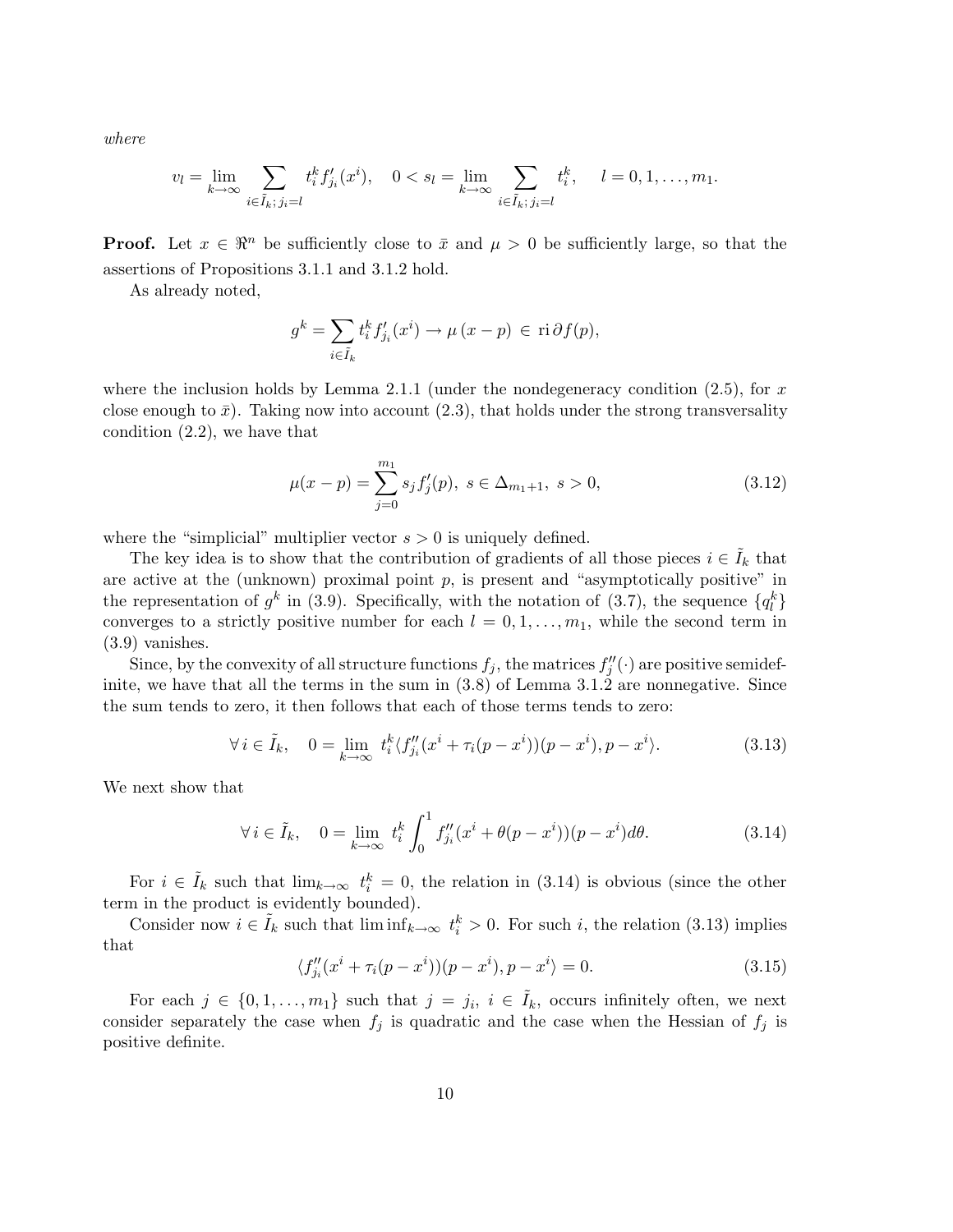*where*

$$v_l = \lim_{k\to\infty} \sum_{i\in \tilde{I}_k;\, j_i = l} t_i^k f'_{j_i}(x^i), \quad 0 < s_l = \lim_{k\to\infty} \sum_{i\in \tilde{I}_k;\, j_i = l} t_i^k, \quad l = 0, 1, \ldots, m_1.$$

**Proof.** Let $x \in \Re^n$ be sufficiently close to $\bar{x}$ and $\mu > 0$ be sufficiently large, so that the assertions of Propositions 3.1.1 and 3.1.2 hold.

As already noted,

$$g^k = \sum_{i\in \tilde{I}_k} t_i^k f'_{j_i}(x^i) \to \mu\,(x - p) \,\in\, \mathrm{ri}\,\partial f(p),$$

where the inclusion holds by Lemma 2.1.1 (under the nondegeneracy condition (2.5), for $x$ close enough to $\bar{x}$). Taking now into account (2.3), that holds under the strong transversality condition (2.2), we have that

$$\mu(x - p) = \sum_{j=0}^{m_1} s_j f'_j(p),\ s \in \Delta_{m_1+1},\ s > 0, \tag{3.12}$$

where the "simplicial" multiplier vector $s > 0$ is uniquely defined.

The key idea is to show that the contribution of gradients of all those pieces $i \in \tilde{I}_k$ that are active at the (unknown) proximal point $p$, is present and "asymptotically positive" in the representation of $g^k$ in (3.9). Specifically, with the notation of (3.7), the sequence $\{q_l^k\}$ converges to a strictly positive number for each $l = 0, 1, \ldots, m_1$, while the second term in (3.9) vanishes.

Since, by the convexity of all structure functions $f_j$, the matrices $f''_j(\cdot)$ are positive semidefinite, we have that all the terms in the sum in (3.8) of Lemma 3.1.2 are nonnegative. Since the sum tends to zero, it then follows that each of those terms tends to zero:

$$\forall\, i \in \tilde{I}_k, \quad 0 = \lim_{k\to\infty} t_i^k \langle f''_{j_i}(x^i + \tau_i(p - x^i))(p - x^i), p - x^i\rangle. \tag{3.13}$$

We next show that

$$\forall\, i \in \tilde{I}_k, \quad 0 = \lim_{k\to\infty} t_i^k \int_0^1 f''_{j_i}(x^i + \theta(p - x^i))(p - x^i)d\theta. \tag{3.14}$$

For $i \in \tilde{I}_k$ such that $\lim_{k\to\infty} t_i^k = 0$, the relation in (3.14) is obvious (since the other term in the product is evidently bounded).

Consider now $i \in \tilde{I}_k$ such that $\liminf_{k\to\infty} t_i^k > 0$. For such $i$, the relation (3.13) implies that

$$\langle f''_{j_i}(x^i + \tau_i(p - x^i))(p - x^i), p - x^i\rangle = 0. \tag{3.15}$$

For each $j \in \{0, 1, \ldots, m_1\}$ such that $j = j_i$, $i \in \tilde{I}_k$, occurs infinitely often, we next consider separately the case when $f_j$ is quadratic and the case when the Hessian of $f_j$ is positive definite.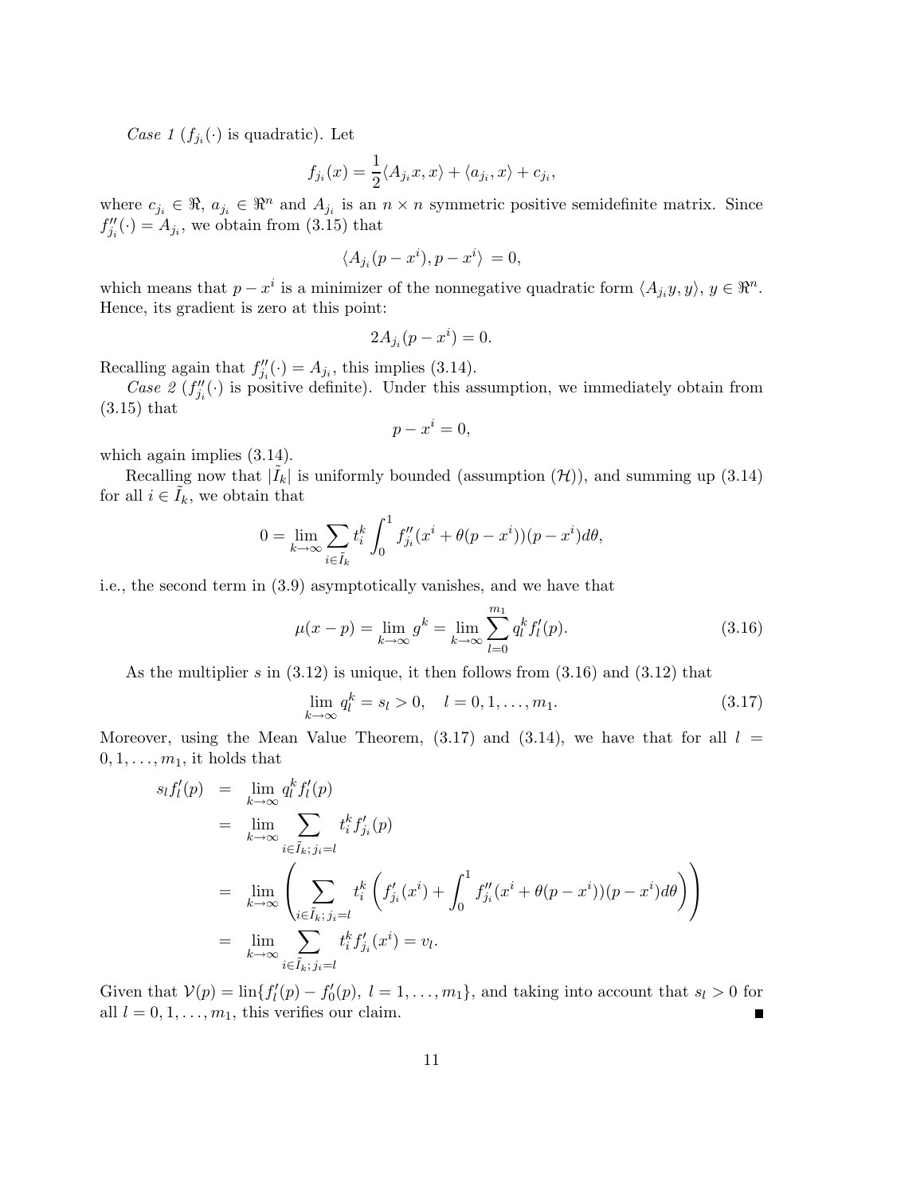*Case 1* ($f_{j_i}(\cdot)$ is quadratic). Let

$$f_{j_i}(x) = \frac{1}{2}\langle A_{j_i}x, x\rangle + \langle a_{j_i}, x\rangle + c_{j_i},$$

where $c_{j_i} \in \Re$, $a_{j_i} \in \Re^n$ and $A_{j_i}$ is an $n \times n$ symmetric positive semidefinite matrix. Since $f''_{j_i}(\cdot) = A_{j_i}$, we obtain from (3.15) that

$$\langle A_{j_i}(p - x^i), p - x^i\rangle = 0,$$

which means that $p - x^i$ is a minimizer of the nonnegative quadratic form $\langle A_{j_i}y, y\rangle$, $y \in \Re^n$. Hence, its gradient is zero at this point:

$$2A_{j_i}(p - x^i) = 0.$$

Recalling again that $f''_{j_i}(\cdot) = A_{j_i}$, this implies (3.14).

*Case 2* ($f''_{j_i}(\cdot)$ is positive definite). Under this assumption, we immediately obtain from (3.15) that

$$p - x^i = 0,$$

which again implies (3.14).

Recalling now that $|\tilde{I}_k|$ is uniformly bounded (assumption $(\mathcal{H})$), and summing up (3.14) for all $i \in \tilde{I}_k$, we obtain that

$$0 = \lim_{k\to\infty} \sum_{i\in\tilde{I}_k} t_i^k \int_0^1 f''_{j_i}(x^i + \theta(p - x^i))(p - x^i)d\theta,$$

i.e., the second term in (3.9) asymptotically vanishes, and we have that

$$\mu(x - p) = \lim_{k\to\infty} g^k = \lim_{k\to\infty} \sum_{l=0}^{m_1} q_l^k f'_l(p). \tag{3.16}$$

As the multiplier $s$ in (3.12) is unique, it then follows from (3.16) and (3.12) that

$$\lim_{k\to\infty} q_l^k = s_l > 0, \quad l = 0, 1, \ldots, m_1. \tag{3.17}$$

Moreover, using the Mean Value Theorem, (3.17) and (3.14), we have that for all $l = 0, 1, \ldots, m_1$, it holds that

$$\begin{aligned}
s_l f'_l(p) &= \lim_{k\to\infty} q_l^k f'_l(p) \\
&= \lim_{k\to\infty} \sum_{i\in\tilde{I}_k;\, j_i = l} t_i^k f'_{j_i}(p) \\
&= \lim_{k\to\infty} \left( \sum_{i\in\tilde{I}_k;\, j_i = l} t_i^k \left( f'_{j_i}(x^i) + \int_0^1 f''_{j_i}(x^i + \theta(p - x^i))(p - x^i)d\theta \right)\right) \\
&= \lim_{k\to\infty} \sum_{i\in\tilde{I}_k;\, j_i = l} t_i^k f'_{j_i}(x^i) = v_l.
\end{aligned}$$

Given that $\mathcal{V}(p) = \text{lin}\{f'_l(p) - f'_0(p),\ l = 1, \ldots, m_1\}$, and taking into account that $s_l > 0$ for all $l = 0, 1, \ldots, m_1$, this verifies our claim. ∎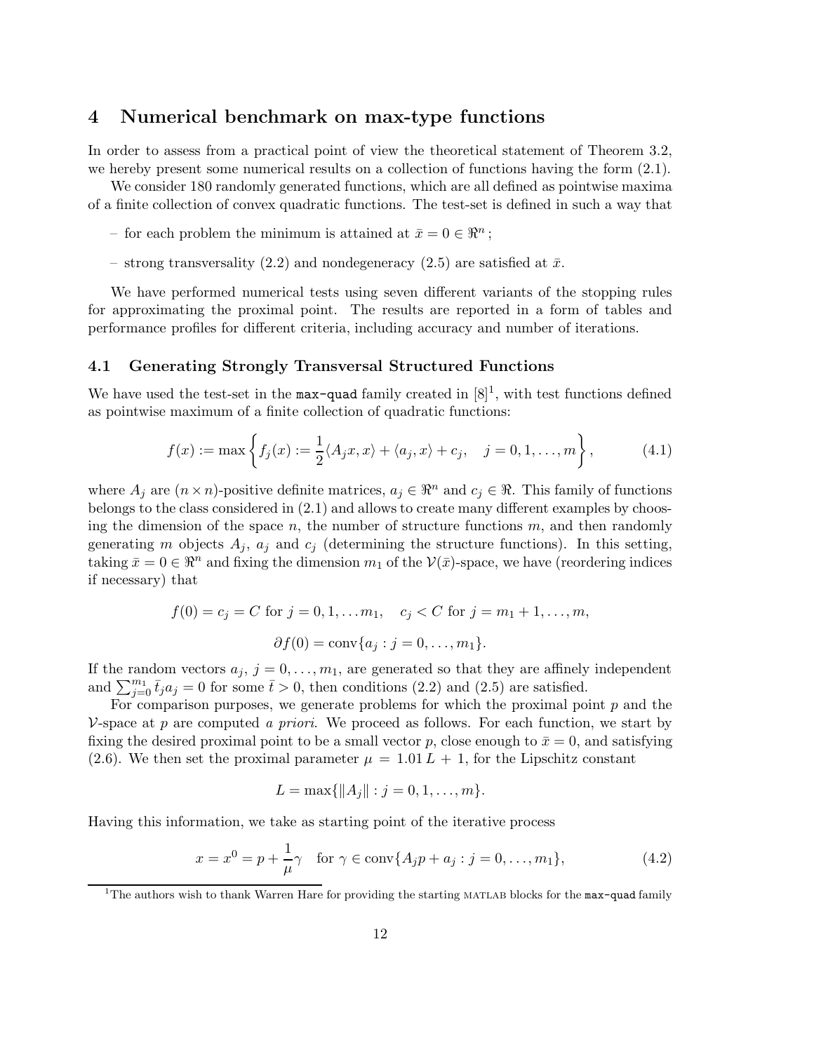## 4 Numerical benchmark on max-type functions

In order to assess from a practical point of view the theoretical statement of Theorem 3.2, we hereby present some numerical results on a collection of functions having the form (2.1).

We consider 180 randomly generated functions, which are all defined as pointwise maxima of a finite collection of convex quadratic functions. The test-set is defined in such a way that

- for each problem the minimum is attained at $\bar{x} = 0 \in \Re^n$ ;
- strong transversality (2.2) and nondegeneracy (2.5) are satisfied at $\bar{x}$.

We have performed numerical tests using seven different variants of the stopping rules for approximating the proximal point. The results are reported in a form of tables and performance profiles for different criteria, including accuracy and number of iterations.

### 4.1 Generating Strongly Transversal Structured Functions

We have used the test-set in the `max-quad` family created in [8][1], with test functions defined as pointwise maximum of a finite collection of quadratic functions:

$$f(x) := \max\left\{ f_j(x) := \frac{1}{2}\langle A_j x, x\rangle + \langle a_j, x\rangle + c_j, \quad j = 0, 1, \ldots, m \right\}, \tag{4.1}$$

where $A_j$ are $(n \times n)$-positive definite matrices, $a_j \in \Re^n$ and $c_j \in \Re$. This family of functions belongs to the class considered in (2.1) and allows to create many different examples by choosing the dimension of the space $n$, the number of structure functions $m$, and then randomly generating $m$ objects $A_j$, $a_j$ and $c_j$ (determining the structure functions). In this setting, taking $\bar{x} = 0 \in \Re^n$ and fixing the dimension $m_1$ of the $\mathcal{V}(\bar{x})$-space, we have (reordering indices if necessary) that

$$f(0) = c_j = C \text{ for } j = 0, 1, \ldots m_1, \quad c_j < C \text{ for } j = m_1 + 1, \ldots, m,$$

$$\partial f(0) = \text{conv}\{a_j : j = 0, \ldots, m_1\}.$$

If the random vectors $a_j$, $j = 0, \ldots, m_1$, are generated so that they are affinely independent and $\sum_{j=0}^{m_1} \bar{t}_j a_j = 0$ for some $\bar{t} > 0$, then conditions (2.2) and (2.5) are satisfied.

For comparison purposes, we generate problems for which the proximal point $p$ and the $\mathcal{V}$-space at $p$ are computed *a priori*. We proceed as follows. For each function, we start by fixing the desired proximal point to be a small vector $p$, close enough to $\bar{x} = 0$, and satisfying (2.6). We then set the proximal parameter $\mu = 1.01\,L + 1$, for the Lipschitz constant

$$L = \max\{\|A_j\| : j = 0, 1, \ldots, m\}.$$

Having this information, we take as starting point of the iterative process

$$x = x^0 = p + \frac{1}{\mu}\gamma \quad \text{for } \gamma \in \text{conv}\{A_j p + a_j : j = 0, \ldots, m_1\}, \tag{4.2}$$

[1] The authors wish to thank Warren Hare for providing the starting MATLAB blocks for the `max-quad` family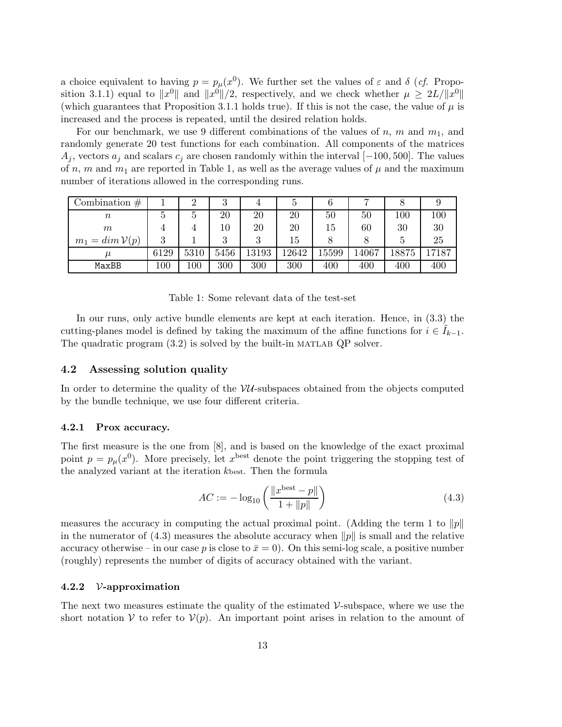a choice equivalent to having $p = p_\mu(x^0)$. We further set the values of $\varepsilon$ and $\delta$ (*cf.* Proposition 3.1.1) equal to $\|x^0\|$ and $\|x^0\|/2$, respectively, and we check whether $\mu \geq 2L/\|x^0\|$ (which guarantees that Proposition 3.1.1 holds true). If this is not the case, the value of $\mu$ is increased and the process is repeated, until the desired relation holds.

For our benchmark, we use 9 different combinations of the values of $n$, $m$ and $m_1$, and randomly generate 20 test functions for each combination. All components of the matrices $A_j$, vectors $a_j$ and scalars $c_j$ are chosen randomly within the interval $[-100, 500]$. The values of $n$, $m$ and $m_1$ are reported in Table 1, as well as the average values of $\mu$ and the maximum number of iterations allowed in the corresponding runs.

| Combination # | 1 | 2 | 3 | 4 | 5 | 6 | 7 | 8 | 9 |
|---|---|---|---|---|---|---|---|---|---|
| $n$ | 5 | 5 | 20 | 20 | 20 | 50 | 50 | 100 | 100 |
| $m$ | 4 | 4 | 10 | 20 | 20 | 15 | 60 | 30 | 30 |
| $m_1 = dim\, \mathcal{V}(p)$ | 3 | 1 | 3 | 3 | 15 | 8 | 8 | 5 | 25 |
| $\mu$ | 6129 | 5310 | 5456 | 13193 | 12642 | 15599 | 14067 | 18875 | 17187 |
| `MaxBB` | 100 | 100 | 300 | 300 | 300 | 400 | 400 | 400 | 400 |

Table 1: Some relevant data of the test-set

In our runs, only active bundle elements are kept at each iteration. Hence, in (3.3) the cutting-planes model is defined by taking the maximum of the affine functions for $i \in \tilde{I}_{k-1}$. The quadratic program (3.2) is solved by the built-in MATLAB QP solver.

## 4.2 Assessing solution quality

In order to determine the quality of the $\mathcal{VU}$-subspaces obtained from the objects computed by the bundle technique, we use four different criteria.

### 4.2.1 Prox accuracy.

The first measure is the one from [8], and is based on the knowledge of the exact proximal point $p = p_\mu(x^0)$. More precisely, let $x^{\text{best}}$ denote the point triggering the stopping test of the analyzed variant at the iteration $k_{\text{best}}$. Then the formula

$$AC := -\log_{10}\left(\frac{\|x^{\text{best}} - p\|}{1 + \|p\|}\right) \tag{4.3}$$

measures the accuracy in computing the actual proximal point. (Adding the term 1 to $\|p\|$ in the numerator of (4.3) measures the absolute accuracy when $\|p\|$ is small and the relative accuracy otherwise – in our case $p$ is close to $\bar{x} = 0$). On this semi-log scale, a positive number (roughly) represents the number of digits of accuracy obtained with the variant.

### 4.2.2 $\mathcal{V}$-approximation

The next two measures estimate the quality of the estimated $\mathcal{V}$-subspace, where we use the short notation $\mathcal{V}$ to refer to $\mathcal{V}(p)$. An important point arises in relation to the amount of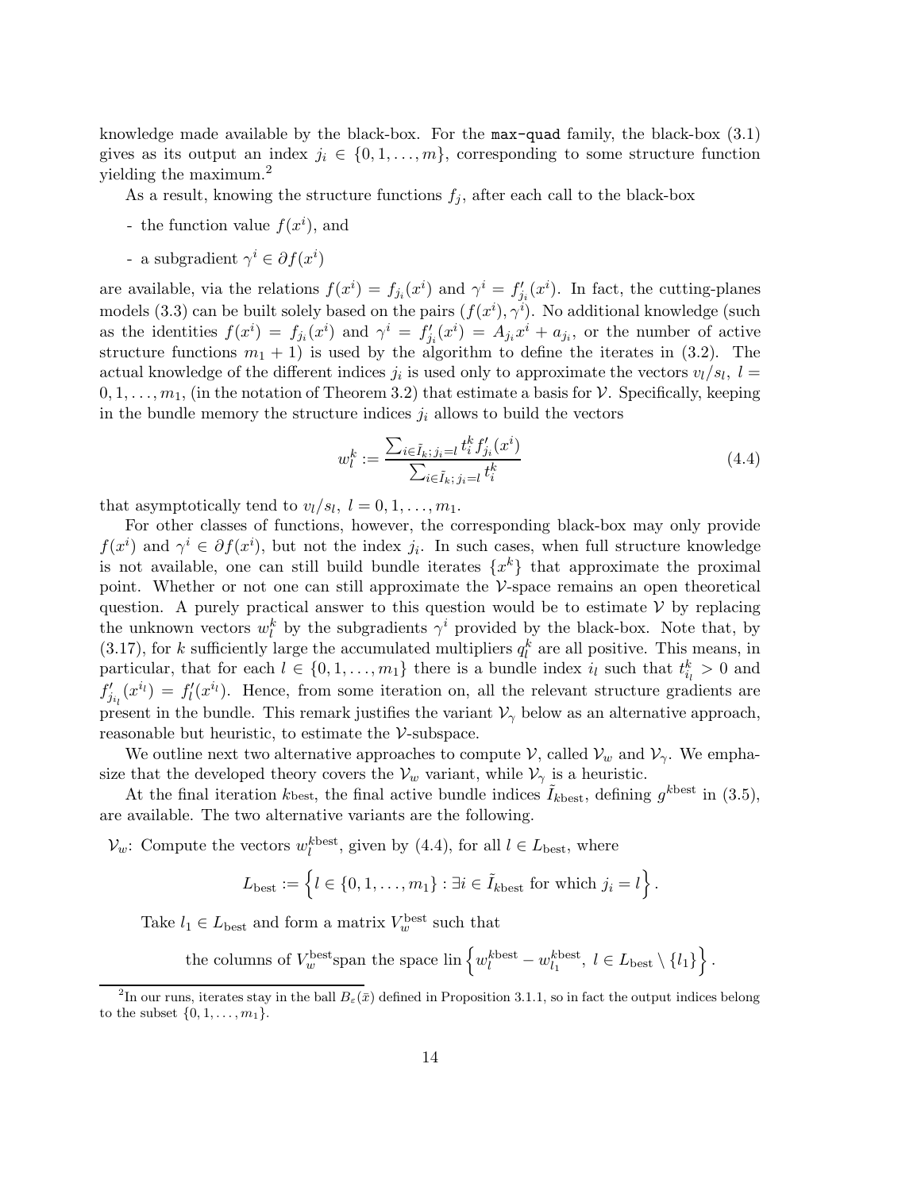knowledge made available by the black-box. For the `max-quad` family, the black-box (3.1) gives as its output an index $j_i \in \{0, 1, \ldots, m\}$, corresponding to some structure function yielding the maximum.[2]

As a result, knowing the structure functions $f_j$, after each call to the black-box

- the function value $f(x^i)$, and
- a subgradient $\gamma^i \in \partial f(x^i)$

are available, via the relations $f(x^i) = f_{j_i}(x^i)$ and $\gamma^i = f'_{j_i}(x^i)$. In fact, the cutting-planes models (3.3) can be built solely based on the pairs $(f(x^i), \gamma^i)$. No additional knowledge (such as the identities $f(x^i) = f_{j_i}(x^i)$ and $\gamma^i = f'_{j_i}(x^i) = A_{j_i}x^i + a_{j_i}$, or the number of active structure functions $m_1 + 1$) is used by the algorithm to define the iterates in (3.2). The actual knowledge of the different indices $j_i$ is used only to approximate the vectors $v_l/s_l$, $l = 0, 1, \ldots, m_1$, (in the notation of Theorem 3.2) that estimate a basis for $\mathcal{V}$. Specifically, keeping in the bundle memory the structure indices $j_i$ allows to build the vectors

$$w_l^k := \frac{\sum_{i \in \tilde{I}_k;\, j_i = l} t_i^k f'_{j_i}(x^i)}{\sum_{i \in \tilde{I}_k;\, j_i = l} t_i^k} \tag{4.4}$$

that asymptotically tend to $v_l/s_l$, $l = 0, 1, \ldots, m_1$.

For other classes of functions, however, the corresponding black-box may only provide $f(x^i)$ and $\gamma^i \in \partial f(x^i)$, but not the index $j_i$. In such cases, when full structure knowledge is not available, one can still build bundle iterates $\{x^k\}$ that approximate the proximal point. Whether or not one can still approximate the $\mathcal{V}$-space remains an open theoretical question. A purely practical answer to this question would be to estimate $\mathcal{V}$ by replacing the unknown vectors $w_l^k$ by the subgradients $\gamma^i$ provided by the black-box. Note that, by (3.17), for $k$ sufficiently large the accumulated multipliers $q_l^k$ are all positive. This means, in particular, that for each $l \in \{0, 1, \ldots, m_1\}$ there is a bundle index $i_l$ such that $t_{i_l}^k > 0$ and $f'_{j_{i_l}}(x^{i_l}) = f'_l(x^{i_l})$. Hence, from some iteration on, all the relevant structure gradients are present in the bundle. This remark justifies the variant $\mathcal{V}_\gamma$ below as an alternative approach, reasonable but heuristic, to estimate the $\mathcal{V}$-subspace.

We outline next two alternative approaches to compute $\mathcal{V}$, called $\mathcal{V}_w$ and $\mathcal{V}_\gamma$. We emphasize that the developed theory covers the $\mathcal{V}_w$ variant, while $\mathcal{V}_\gamma$ is a heuristic.

At the final iteration $k_{\text{best}}$, the final active bundle indices $\tilde{I}_{k_{\text{best}}}$, defining $g^{k_{\text{best}}}$ in (3.5), are available. The two alternative variants are the following.

$\mathcal{V}_w$: Compute the vectors $w_l^{k_{\text{best}}}$, given by (4.4), for all $l \in L_{\text{best}}$, where

$$L_{\text{best}} := \left\{ l \in \{0, 1, \ldots, m_1\} : \exists i \in \tilde{I}_{k_{\text{best}}} \text{ for which } j_i = l \right\}.$$

Take $l_1 \in L_{\text{best}}$ and form a matrix $V_w^{\text{best}}$ such that

$$\text{the columns of } V_w^{\text{best}} \text{span the space } \operatorname{lin}\left\{ w_l^{k_{\text{best}}} - w_{l_1}^{k_{\text{best}}},\ l \in L_{\text{best}} \setminus \{l_1\} \right\}.$$

---

[2] In our runs, iterates stay in the ball $B_\varepsilon(\bar{x})$ defined in Proposition 3.1.1, so in fact the output indices belong to the subset $\{0, 1, \ldots, m_1\}$.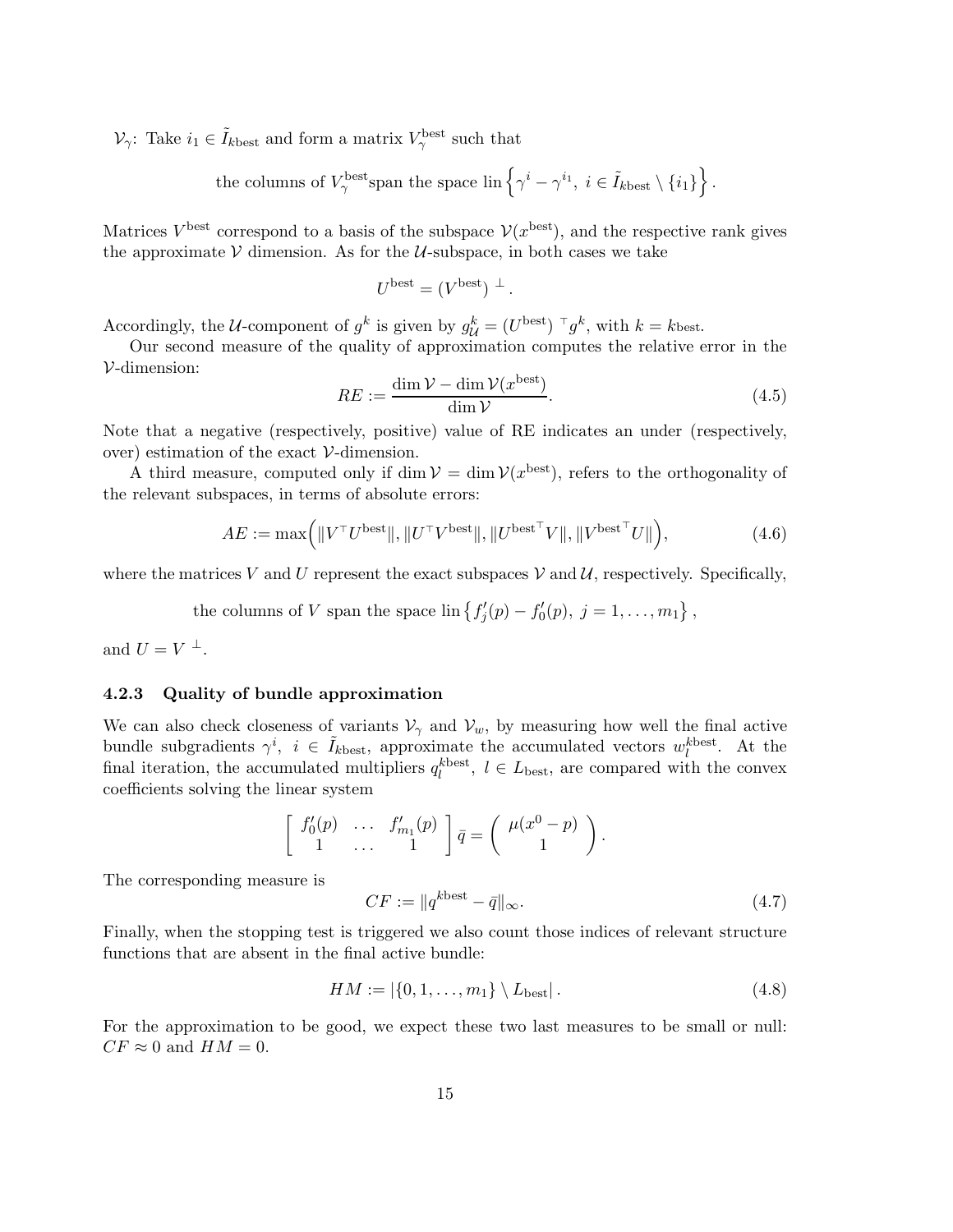$\mathcal{V}_\gamma$: Take $i_1 \in \tilde{I}_{k\text{best}}$ and form a matrix $V_\gamma^{\text{best}}$ such that

$$\text{the columns of } V_\gamma^{\text{best}} \text{span the space } \text{lin}\left\{\gamma^i - \gamma^{i_1},\ i \in \tilde{I}_{k\text{best}} \setminus \{i_1\}\right\}.$$

Matrices $V^{\text{best}}$ correspond to a basis of the subspace $\mathcal{V}(x^{\text{best}})$, and the respective rank gives the approximate $\mathcal{V}$ dimension. As for the $\mathcal{U}$-subspace, in both cases we take

$$U^{\text{best}} = (V^{\text{best}})^{\perp}.$$

Accordingly, the $\mathcal{U}$-component of $g^k$ is given by $g^k_{\mathcal{U}} = (U^{\text{best}})^{\top} g^k$, with $k = k_{\text{best}}$.

Our second measure of the quality of approximation computes the relative error in the $\mathcal{V}$-dimension:

$$RE := \frac{\dim \mathcal{V} - \dim \mathcal{V}(x^{\text{best}})}{\dim \mathcal{V}}. \tag{4.5}$$

Note that a negative (respectively, positive) value of RE indicates an under (respectively, over) estimation of the exact $\mathcal{V}$-dimension.

A third measure, computed only if $\dim \mathcal{V} = \dim \mathcal{V}(x^{\text{best}})$, refers to the orthogonality of the relevant subspaces, in terms of absolute errors:

$$AE := \max\Big(\|V^{\top} U^{\text{best}}\|, \|U^{\top} V^{\text{best}}\|, \|{U^{\text{best}}}^{\top} V\|, \|{V^{\text{best}}}^{\top} U\|\Big), \tag{4.6}$$

where the matrices $V$ and $U$ represent the exact subspaces $\mathcal{V}$ and $\mathcal{U}$, respectively. Specifically,

$$\text{the columns of } V \text{ span the space } \text{lin}\left\{f_j'(p) - f_0'(p),\ j = 1, \ldots, m_1\right\},$$

and $U = V^{\perp}$.

### 4.2.3 Quality of bundle approximation

We can also check closeness of variants $\mathcal{V}_\gamma$ and $\mathcal{V}_w$, by measuring how well the final active bundle subgradients $\gamma^i$, $i \in \tilde{I}_{k\text{best}}$, approximate the accumulated vectors $w_l^{k\text{best}}$. At the final iteration, the accumulated multipliers $q_l^{k\text{best}}$, $l \in L_{\text{best}}$, are compared with the convex coefficients solving the linear system

$$\left[\begin{array}{ccc} f_0'(p) & \ldots & f_{m_1}'(p) \\ 1 & \ldots & 1 \end{array}\right] \bar{q} = \left(\begin{array}{c} \mu(x^0 - p) \\ 1 \end{array}\right).$$

The corresponding measure is

$$CF := \|q^{k\text{best}} - \bar{q}\|_\infty. \tag{4.7}$$

Finally, when the stopping test is triggered we also count those indices of relevant structure functions that are absent in the final active bundle:

$$HM := \left|\{0, 1, \ldots, m_1\} \setminus L_{\text{best}}\right|. \tag{4.8}$$

For the approximation to be good, we expect these two last measures to be small or null: $CF \approx 0$ and $HM = 0$.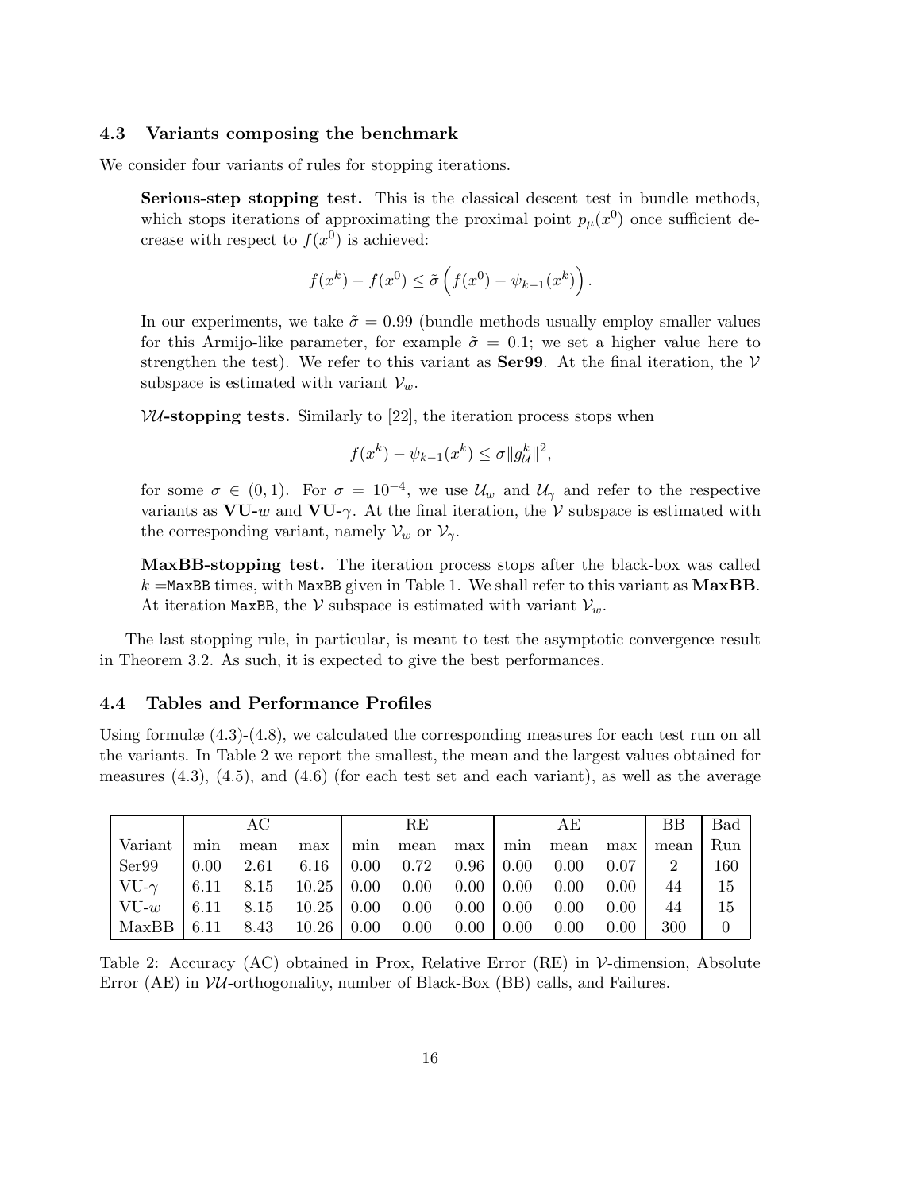### 4.3 Variants composing the benchmark

We consider four variants of rules for stopping iterations.

**Serious-step stopping test.** This is the classical descent test in bundle methods, which stops iterations of approximating the proximal point $p_\mu(x^0)$ once sufficient decrease with respect to $f(x^0)$ is achieved:

$$f(x^k) - f(x^0) \leq \tilde{\sigma}\left(f(x^0) - \psi_{k-1}(x^k)\right).$$

In our experiments, we take $\tilde{\sigma} = 0.99$ (bundle methods usually employ smaller values for this Armijo-like parameter, for example $\tilde{\sigma} = 0.1$; we set a higher value here to strengthen the test). We refer to this variant as **Ser99**. At the final iteration, the $\mathcal{V}$ subspace is estimated with variant $\mathcal{V}_w$.

**$\mathcal{VU}$-stopping tests.** Similarly to [22], the iteration process stops when

$$f(x^k) - \psi_{k-1}(x^k) \leq \sigma \|g^k_{\mathcal{U}}\|^2,$$

for some $\sigma \in (0,1)$. For $\sigma = 10^{-4}$, we use $\mathcal{U}_w$ and $\mathcal{U}_\gamma$ and refer to the respective variants as **VU-$w$** and **VU-$\gamma$**. At the final iteration, the $\mathcal{V}$ subspace is estimated with the corresponding variant, namely $\mathcal{V}_w$ or $\mathcal{V}_\gamma$.

**MaxBB-stopping test.** The iteration process stops after the black-box was called $k =$`MaxBB` times, with `MaxBB` given in Table 1. We shall refer to this variant as **MaxBB**. At iteration `MaxBB`, the $\mathcal{V}$ subspace is estimated with variant $\mathcal{V}_w$.

The last stopping rule, in particular, is meant to test the asymptotic convergence result in Theorem 3.2. As such, it is expected to give the best performances.

### 4.4 Tables and Performance Profiles

Using formulæ (4.3)-(4.8), we calculated the corresponding measures for each test run on all the variants. In Table 2 we report the smallest, the mean and the largest values obtained for measures (4.3), (4.5), and (4.6) (for each test set and each variant), as well as the average

| | AC | | | RE | | | AE | | | BB | Bad |
|---|---|---|---|---|---|---|---|---|---|---|---|
| Variant | min | mean | max | min | mean | max | min | mean | max | mean | Run |
| Ser99 | 0.00 | 2.61 | 6.16 | 0.00 | 0.72 | 0.96 | 0.00 | 0.00 | 0.07 | 2 | 160 |
| VU-$\gamma$ | 6.11 | 8.15 | 10.25 | 0.00 | 0.00 | 0.00 | 0.00 | 0.00 | 0.00 | 44 | 15 |
| VU-$w$ | 6.11 | 8.15 | 10.25 | 0.00 | 0.00 | 0.00 | 0.00 | 0.00 | 0.00 | 44 | 15 |
| MaxBB | 6.11 | 8.43 | 10.26 | 0.00 | 0.00 | 0.00 | 0.00 | 0.00 | 0.00 | 300 | 0 |

Table 2: Accuracy (AC) obtained in Prox, Relative Error (RE) in $\mathcal{V}$-dimension, Absolute Error (AE) in $\mathcal{VU}$-orthogonality, number of Black-Box (BB) calls, and Failures.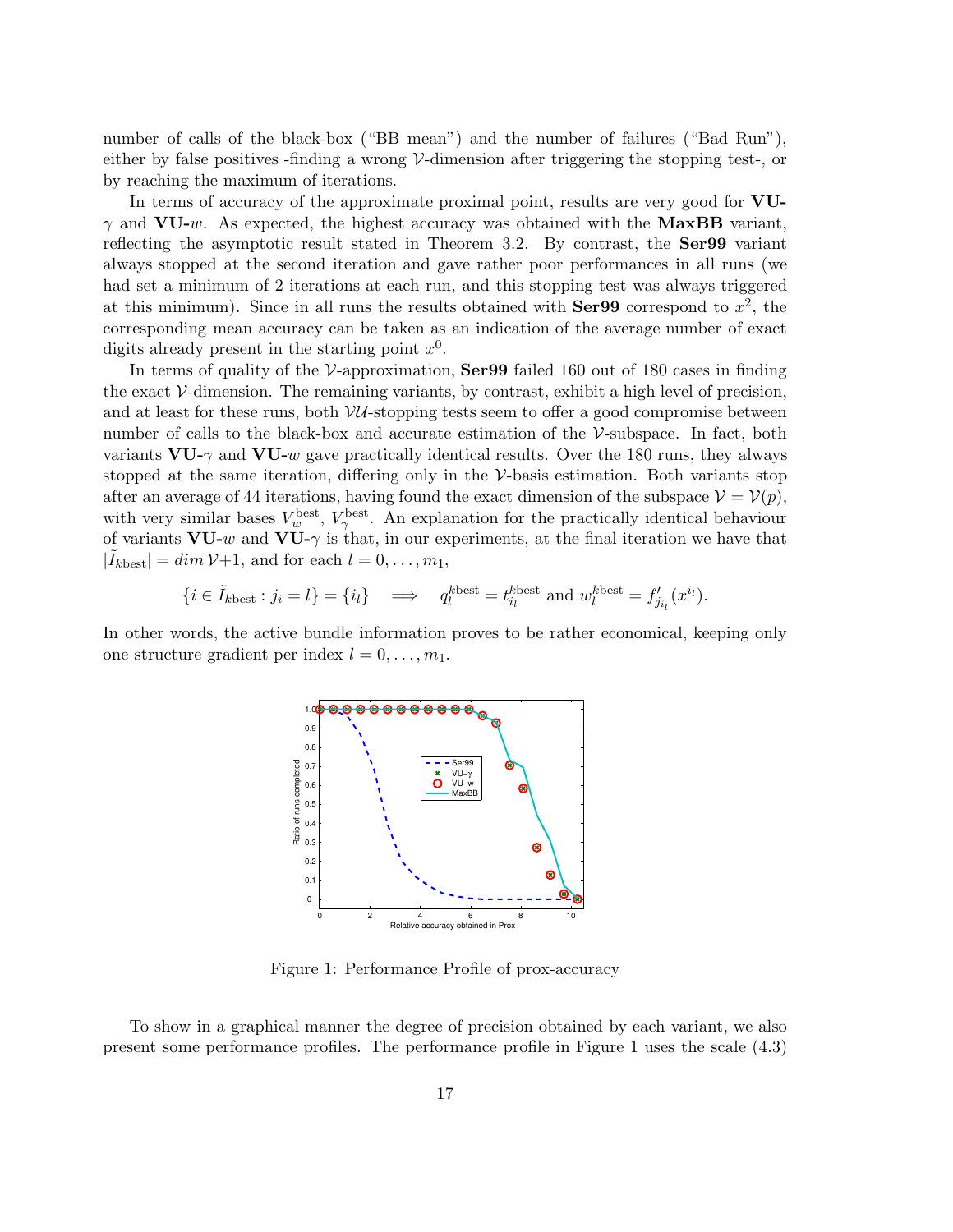number of calls of the black-box ("BB mean") and the number of failures ("Bad Run"), either by false positives -finding a wrong $\mathcal{V}$-dimension after triggering the stopping test-, or by reaching the maximum of iterations.

In terms of accuracy of the approximate proximal point, results are very good for **VU-**$\gamma$ and **VU-**$w$. As expected, the highest accuracy was obtained with the **MaxBB** variant, reflecting the asymptotic result stated in Theorem 3.2. By contrast, the **Ser99** variant always stopped at the second iteration and gave rather poor performances in all runs (we had set a minimum of 2 iterations at each run, and this stopping test was always triggered at this minimum). Since in all runs the results obtained with **Ser99** correspond to $x^2$, the corresponding mean accuracy can be taken as an indication of the average number of exact digits already present in the starting point $x^0$.

In terms of quality of the $\mathcal{V}$-approximation, **Ser99** failed 160 out of 180 cases in finding the exact $\mathcal{V}$-dimension. The remaining variants, by contrast, exhibit a high level of precision, and at least for these runs, both $\mathcal{VU}$-stopping tests seem to offer a good compromise between number of calls to the black-box and accurate estimation of the $\mathcal{V}$-subspace. In fact, both variants **VU-**$\gamma$ and **VU-**$w$ gave practically identical results. Over the 180 runs, they always stopped at the same iteration, differing only in the $\mathcal{V}$-basis estimation. Both variants stop after an average of 44 iterations, having found the exact dimension of the subspace $\mathcal{V} = \mathcal{V}(p)$, with very similar bases $V_w^{\text{best}}$, $V_\gamma^{\text{best}}$. An explanation for the practically identical behaviour of variants **VU-**$w$ and **VU-**$\gamma$ is that, in our experiments, at the final iteration we have that $|\tilde{I}_{k\text{best}}| = dim\,\mathcal{V}{+}1$, and for each $l = 0, \ldots, m_1$,

$$\{i \in \tilde{I}_{k\text{best}} : j_i = l\} = \{i_l\} \quad \Longrightarrow \quad q_l^{k\text{best}} = t_{i_l}^{k\text{best}} \text{ and } w_l^{k\text{best}} = f'_{j_{i_l}}(x^{i_l}).$$

In other words, the active bundle information proves to be rather economical, keeping only one structure gradient per index $l = 0, \ldots, m_1$.

Figure 1: Performance Profile of prox-accuracy

To show in a graphical manner the degree of precision obtained by each variant, we also present some performance profiles. The performance profile in Figure 1 uses the scale (4.3)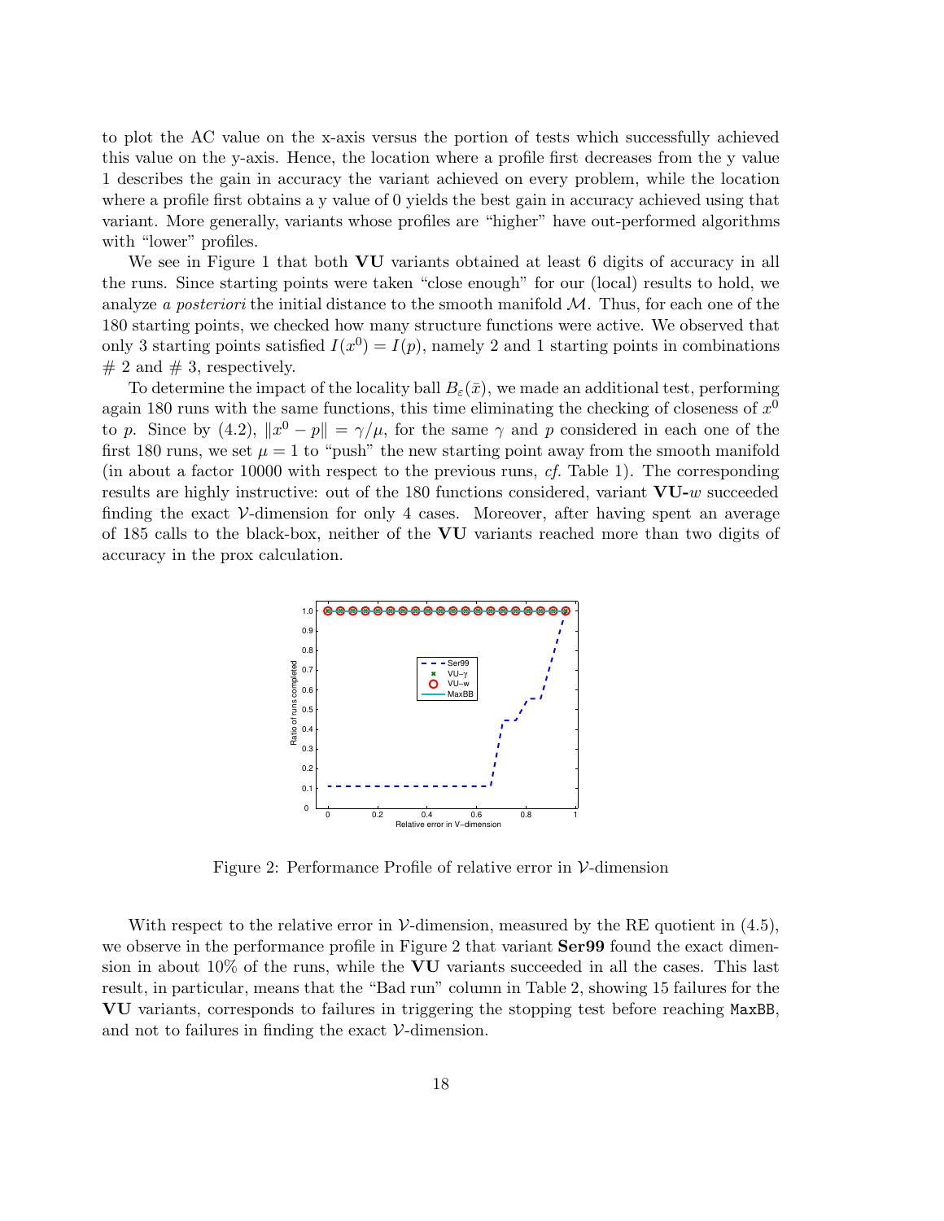to plot the AC value on the x-axis versus the portion of tests which successfully achieved this value on the y-axis. Hence, the location where a profile first decreases from the y value 1 describes the gain in accuracy the variant achieved on every problem, while the location where a profile first obtains a y value of 0 yields the best gain in accuracy achieved using that variant. More generally, variants whose profiles are "higher" have out-performed algorithms with "lower" profiles.

We see in Figure 1 that both **VU** variants obtained at least 6 digits of accuracy in all the runs. Since starting points were taken "close enough" for our (local) results to hold, we analyze *a posteriori* the initial distance to the smooth manifold $\mathcal{M}$. Thus, for each one of the 180 starting points, we checked how many structure functions were active. We observed that only 3 starting points satisfied $I(x^0) = I(p)$, namely 2 and 1 starting points in combinations # 2 and # 3, respectively.

To determine the impact of the locality ball $B_\varepsilon(\bar{x})$, we made an additional test, performing again 180 runs with the same functions, this time eliminating the checking of closeness of $x^0$ to $p$. Since by (4.2), $\|x^0 - p\| = \gamma/\mu$, for the same $\gamma$ and $p$ considered in each one of the first 180 runs, we set $\mu = 1$ to "push" the new starting point away from the smooth manifold (in about a factor 10000 with respect to the previous runs, *cf.* Table 1). The corresponding results are highly instructive: out of the 180 functions considered, variant **VU-**$w$ succeeded finding the exact $\mathcal{V}$-dimension for only 4 cases. Moreover, after having spent an average of 185 calls to the black-box, neither of the **VU** variants reached more than two digits of accuracy in the prox calculation.

Figure 2: Performance Profile of relative error in $\mathcal{V}$-dimension

With respect to the relative error in $\mathcal{V}$-dimension, measured by the RE quotient in (4.5), we observe in the performance profile in Figure 2 that variant **Ser99** found the exact dimension in about 10% of the runs, while the **VU** variants succeeded in all the cases. This last result, in particular, means that the "Bad run" column in Table 2, showing 15 failures for the **VU** variants, corresponds to failures in triggering the stopping test before reaching `MaxBB`, and not to failures in finding the exact $\mathcal{V}$-dimension.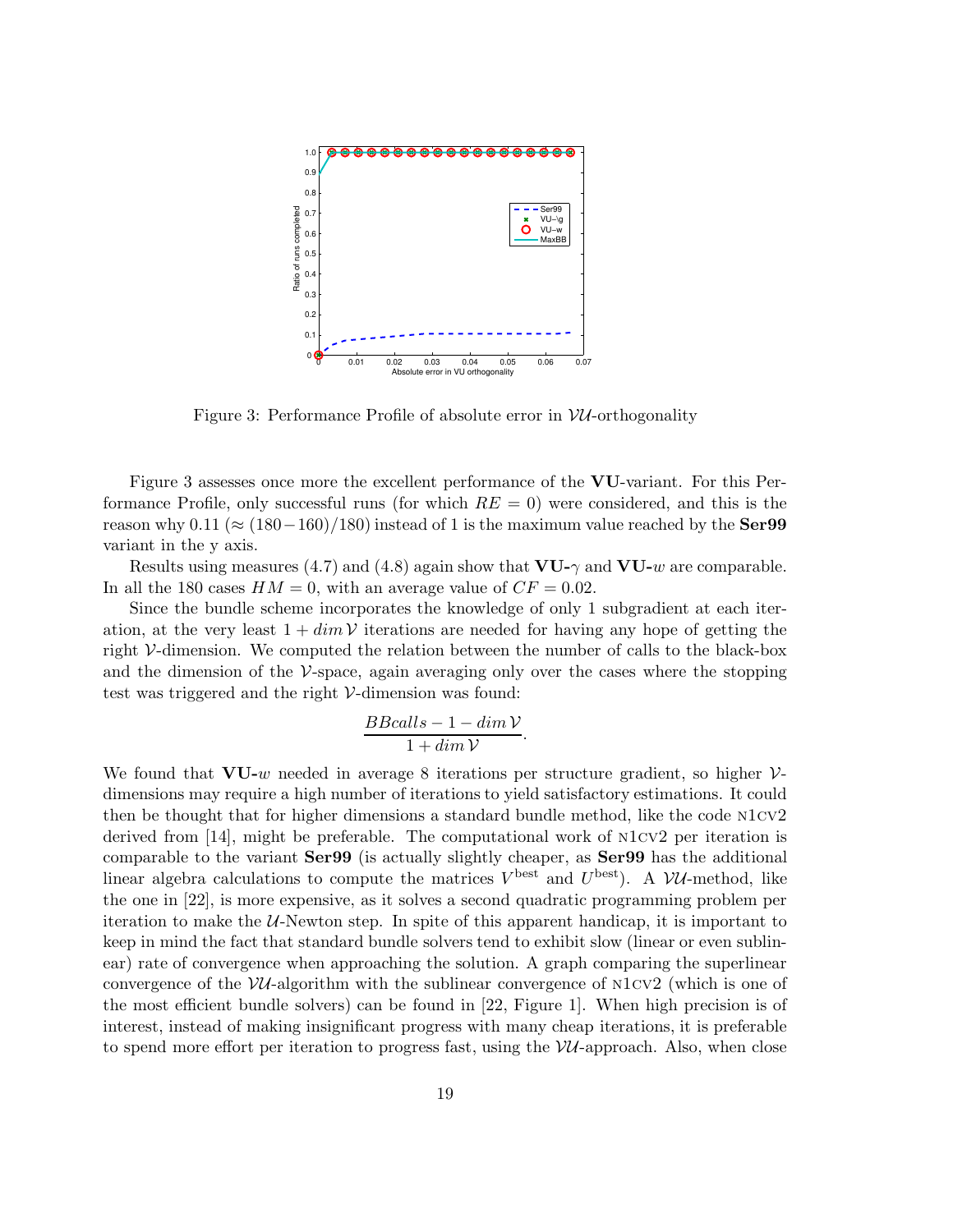Figure 3: Performance Profile of absolute error in $\mathcal{VU}$-orthogonality

Figure 3 assesses once more the excellent performance of the **VU**-variant. For this Performance Profile, only successful runs (for which $RE = 0$) were considered, and this is the reason why 0.11 ($\approx (180-160)/180$) instead of 1 is the maximum value reached by the **Ser99** variant in the y axis.

Results using measures (4.7) and (4.8) again show that **VU-**$\gamma$ and **VU-**$w$ are comparable. In all the 180 cases $HM = 0$, with an average value of $CF = 0.02$.

Since the bundle scheme incorporates the knowledge of only 1 subgradient at each iteration, at the very least $1 + dim\,\mathcal{V}$ iterations are needed for having any hope of getting the right $\mathcal{V}$-dimension. We computed the relation between the number of calls to the black-box and the dimension of the $\mathcal{V}$-space, again averaging only over the cases where the stopping test was triggered and the right $\mathcal{V}$-dimension was found:

$$\frac{BBcalls - 1 - dim\,\mathcal{V}}{1 + dim\,\mathcal{V}}.$$

We found that **VU-**$w$ needed in average 8 iterations per structure gradient, so higher $\mathcal{V}$-dimensions may require a high number of iterations to yield satisfactory estimations. It could then be thought that for higher dimensions a standard bundle method, like the code N1CV2 derived from [14], might be preferable. The computational work of N1CV2 per iteration is comparable to the variant **Ser99** (is actually slightly cheaper, as **Ser99** has the additional linear algebra calculations to compute the matrices $V^{\text{best}}$ and $U^{\text{best}}$). A $\mathcal{VU}$-method, like the one in [22], is more expensive, as it solves a second quadratic programming problem per iteration to make the $\mathcal{U}$-Newton step. In spite of this apparent handicap, it is important to keep in mind the fact that standard bundle solvers tend to exhibit slow (linear or even sublinear) rate of convergence when approaching the solution. A graph comparing the superlinear convergence of the $\mathcal{VU}$-algorithm with the sublinear convergence of N1CV2 (which is one of the most efficient bundle solvers) can be found in [22, Figure 1]. When high precision is of interest, instead of making insignificant progress with many cheap iterations, it is preferable to spend more effort per iteration to progress fast, using the $\mathcal{VU}$-approach. Also, when close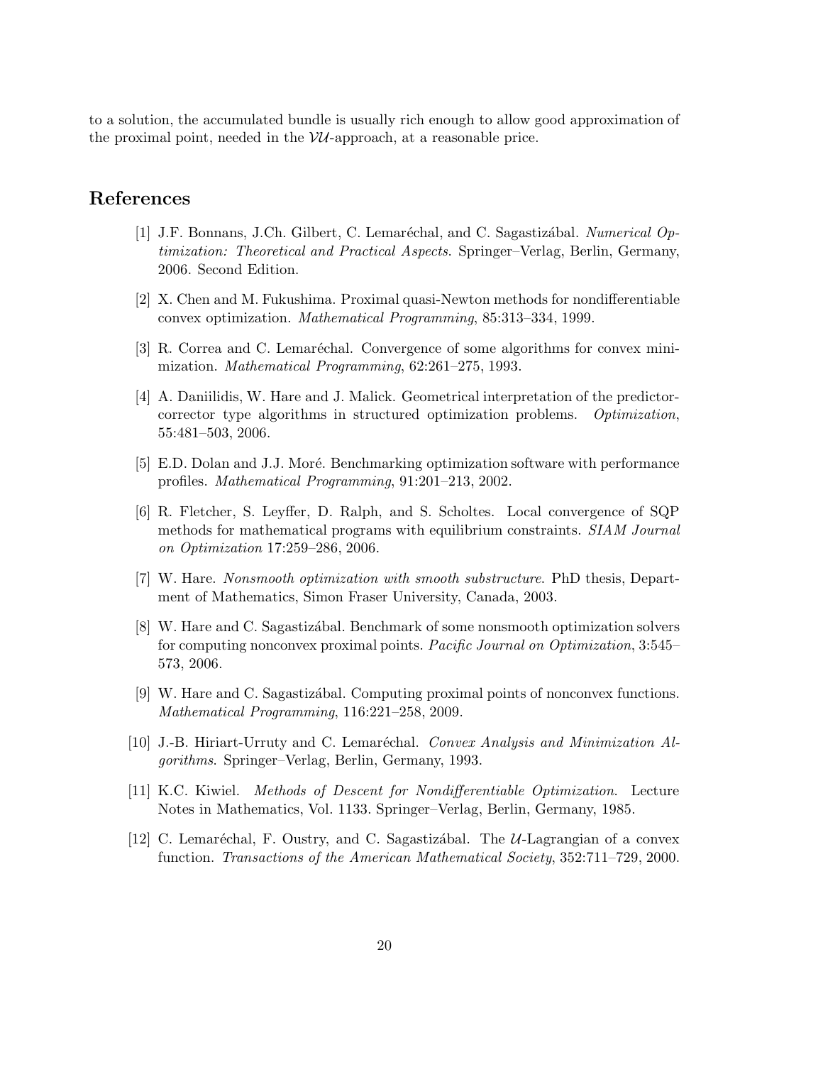to a solution, the accumulated bundle is usually rich enough to allow good approximation of the proximal point, needed in the $\mathcal{VU}$-approach, at a reasonable price.

## References

[1] J.F. Bonnans, J.Ch. Gilbert, C. Lemaréchal, and C. Sagastizábal. *Numerical Optimization: Theoretical and Practical Aspects*. Springer–Verlag, Berlin, Germany, 2006. Second Edition.

[2] X. Chen and M. Fukushima. Proximal quasi-Newton methods for nondifferentiable convex optimization. *Mathematical Programming*, 85:313–334, 1999.

[3] R. Correa and C. Lemaréchal. Convergence of some algorithms for convex minimization. *Mathematical Programming*, 62:261–275, 1993.

[4] A. Daniilidis, W. Hare and J. Malick. Geometrical interpretation of the predictor-corrector type algorithms in structured optimization problems. *Optimization*, 55:481–503, 2006.

[5] E.D. Dolan and J.J. Moré. Benchmarking optimization software with performance profiles. *Mathematical Programming*, 91:201–213, 2002.

[6] R. Fletcher, S. Leyffer, D. Ralph, and S. Scholtes. Local convergence of SQP methods for mathematical programs with equilibrium constraints. *SIAM Journal on Optimization* 17:259–286, 2006.

[7] W. Hare. *Nonsmooth optimization with smooth substructure*. PhD thesis, Department of Mathematics, Simon Fraser University, Canada, 2003.

[8] W. Hare and C. Sagastizábal. Benchmark of some nonsmooth optimization solvers for computing nonconvex proximal points. *Pacific Journal on Optimization*, 3:545–573, 2006.

[9] W. Hare and C. Sagastizábal. Computing proximal points of nonconvex functions. *Mathematical Programming*, 116:221–258, 2009.

[10] J.-B. Hiriart-Urruty and C. Lemaréchal. *Convex Analysis and Minimization Algorithms*. Springer–Verlag, Berlin, Germany, 1993.

[11] K.C. Kiwiel. *Methods of Descent for Nondifferentiable Optimization*. Lecture Notes in Mathematics, Vol. 1133. Springer–Verlag, Berlin, Germany, 1985.

[12] C. Lemaréchal, F. Oustry, and C. Sagastizábal. The $\mathcal{U}$-Lagrangian of a convex function. *Transactions of the American Mathematical Society*, 352:711–729, 2000.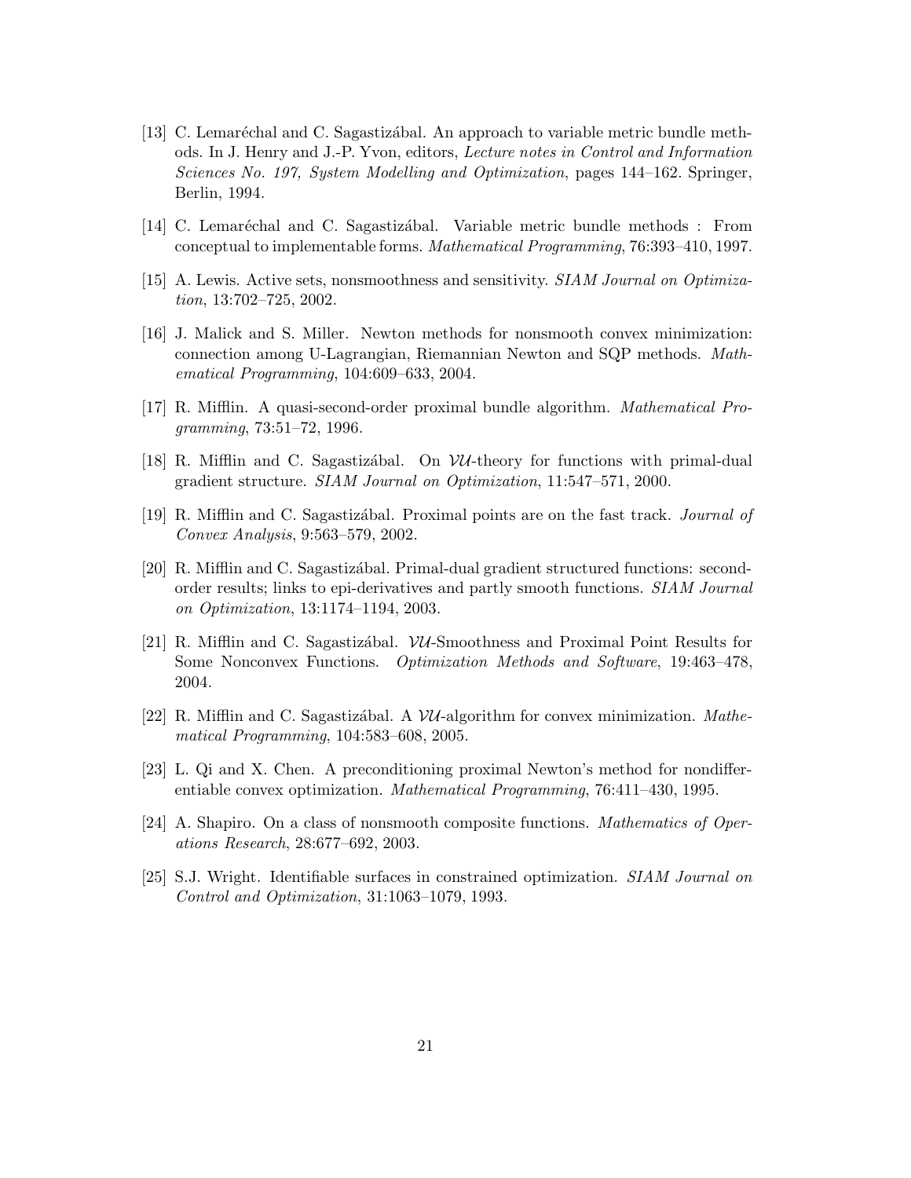[13] C. Lemaréchal and C. Sagastizábal. An approach to variable metric bundle methods. In J. Henry and J.-P. Yvon, editors, *Lecture notes in Control and Information Sciences No. 197, System Modelling and Optimization*, pages 144–162. Springer, Berlin, 1994.

[14] C. Lemaréchal and C. Sagastizábal. Variable metric bundle methods : From conceptual to implementable forms. *Mathematical Programming*, 76:393–410, 1997.

[15] A. Lewis. Active sets, nonsmoothness and sensitivity. *SIAM Journal on Optimization*, 13:702–725, 2002.

[16] J. Malick and S. Miller. Newton methods for nonsmooth convex minimization: connection among U-Lagrangian, Riemannian Newton and SQP methods. *Mathematical Programming*, 104:609–633, 2004.

[17] R. Mifflin. A quasi-second-order proximal bundle algorithm. *Mathematical Programming*, 73:51–72, 1996.

[18] R. Mifflin and C. Sagastizábal. On $\mathcal{VU}$-theory for functions with primal-dual gradient structure. *SIAM Journal on Optimization*, 11:547–571, 2000.

[19] R. Mifflin and C. Sagastizábal. Proximal points are on the fast track. *Journal of Convex Analysis*, 9:563–579, 2002.

[20] R. Mifflin and C. Sagastizábal. Primal-dual gradient structured functions: second-order results; links to epi-derivatives and partly smooth functions. *SIAM Journal on Optimization*, 13:1174–1194, 2003.

[21] R. Mifflin and C. Sagastizábal. $\mathcal{VU}$-Smoothness and Proximal Point Results for Some Nonconvex Functions. *Optimization Methods and Software*, 19:463–478, 2004.

[22] R. Mifflin and C. Sagastizábal. A $\mathcal{VU}$-algorithm for convex minimization. *Mathematical Programming*, 104:583–608, 2005.

[23] L. Qi and X. Chen. A preconditioning proximal Newton's method for nondifferentiable convex optimization. *Mathematical Programming*, 76:411–430, 1995.

[24] A. Shapiro. On a class of nonsmooth composite functions. *Mathematics of Operations Research*, 28:677–692, 2003.

[25] S.J. Wright. Identifiable surfaces in constrained optimization. *SIAM Journal on Control and Optimization*, 31:1063–1079, 1993.